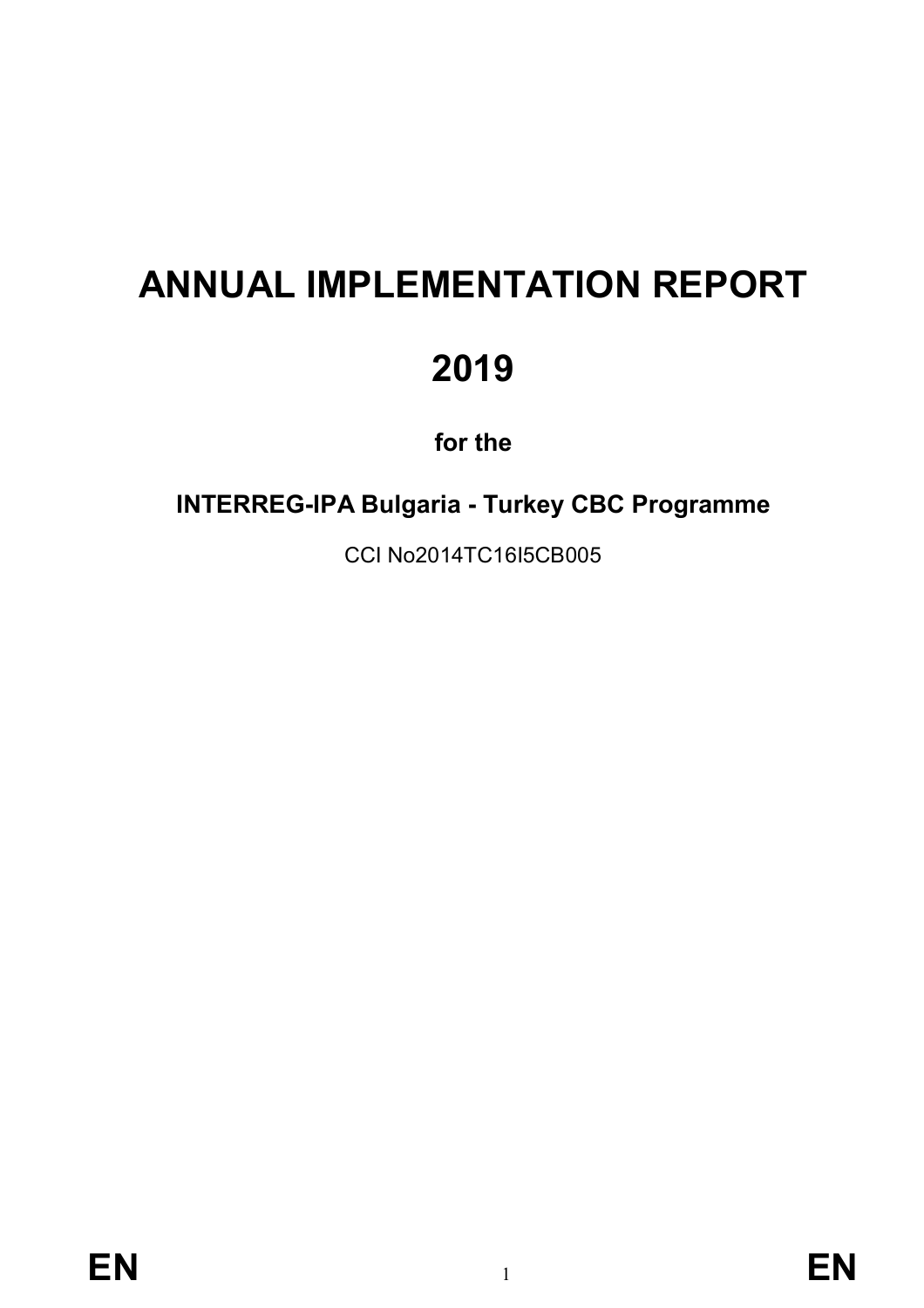# ANNUAL IMPLEMENTATION REPORT

# 2019

**for the**

**INTERREG-IPA Bulgaria - Turkey CBC Programme**

CCI No2014TC16I5CB005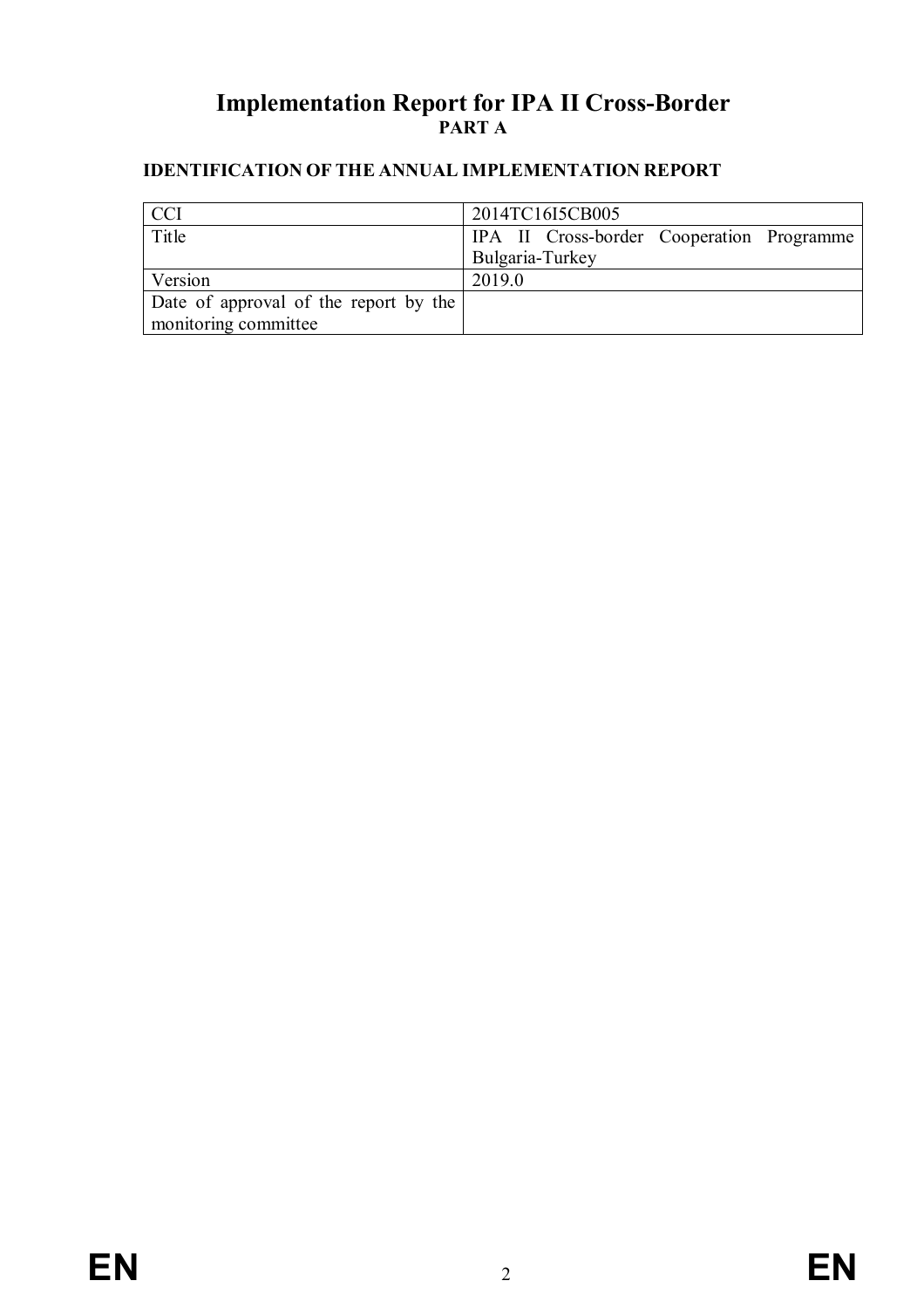# Implementation Report for IPA II Cross-Border

**PART A**

## IDENTIFICATION OF THE ANNUAL IMPLEMENTATION REPORT

| CCI | 2014TC16I5CB005 |
|---|---|
| Title | IPA II Cross-border Cooperation Programme Bulgaria-Turkey |
| Version | 2019.0 |
| Date of approval of the report by the monitoring committee | |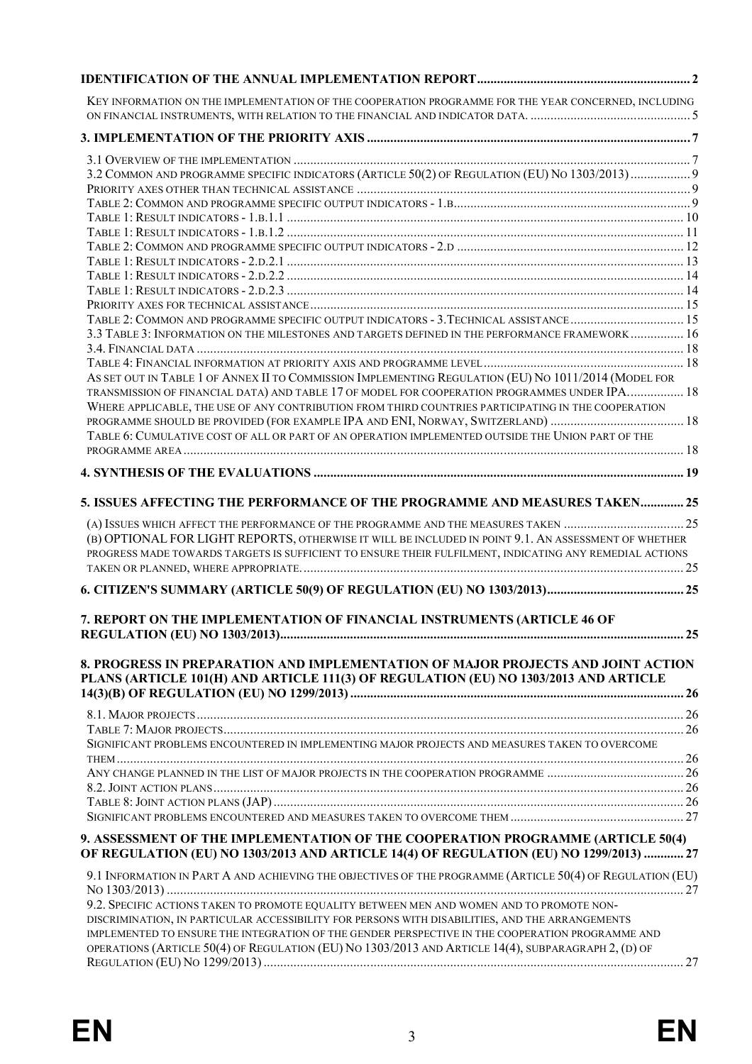**IDENTIFICATION OF THE ANNUAL IMPLEMENTATION REPORT** ... 2

KEY INFORMATION ON THE IMPLEMENTATION OF THE COOPERATION PROGRAMME FOR THE YEAR CONCERNED, INCLUDING ON FINANCIAL INSTRUMENTS, WITH RELATION TO THE FINANCIAL AND INDICATOR DATA. ... 5

**3. IMPLEMENTATION OF THE PRIORITY AXIS** ... 7

3.1 OVERVIEW OF THE IMPLEMENTATION ... 7
3.2 COMMON AND PROGRAMME SPECIFIC INDICATORS (ARTICLE 50(2) OF REGULATION (EU) NO 1303/2013) ... 9
PRIORITY AXES OTHER THAN TECHNICAL ASSISTANCE ... 9
TABLE 2: COMMON AND PROGRAMME SPECIFIC OUTPUT INDICATORS - 1.B ... 9
TABLE 1: RESULT INDICATORS - 1.B.1.1 ... 10
TABLE 1: RESULT INDICATORS - 1.B.1.2 ... 11
TABLE 2: COMMON AND PROGRAMME SPECIFIC OUTPUT INDICATORS - 2.D ... 12
TABLE 1: RESULT INDICATORS - 2.D.2.1 ... 13
TABLE 1: RESULT INDICATORS - 2.D.2.2 ... 14
TABLE 1: RESULT INDICATORS - 2.D.2.3 ... 14
PRIORITY AXES FOR TECHNICAL ASSISTANCE ... 15
TABLE 2: COMMON AND PROGRAMME SPECIFIC OUTPUT INDICATORS - 3.TECHNICAL ASSISTANCE ... 15
3.3 TABLE 3: INFORMATION ON THE MILESTONES AND TARGETS DEFINED IN THE PERFORMANCE FRAMEWORK ... 16
3.4. FINANCIAL DATA ... 18
TABLE 4: FINANCIAL INFORMATION AT PRIORITY AXIS AND PROGRAMME LEVEL ... 18
AS SET OUT IN TABLE 1 OF ANNEX II TO COMMISSION IMPLEMENTING REGULATION (EU) NO 1011/2014 (MODEL FOR TRANSMISSION OF FINANCIAL DATA) AND TABLE 17 OF MODEL FOR COOPERATION PROGRAMMES UNDER IPA. ... 18
WHERE APPLICABLE, THE USE OF ANY CONTRIBUTION FROM THIRD COUNTRIES PARTICIPATING IN THE COOPERATION PROGRAMME SHOULD BE PROVIDED (FOR EXAMPLE IPA AND ENI, NORWAY, SWITZERLAND) ... 18
TABLE 6: CUMULATIVE COST OF ALL OR PART OF AN OPERATION IMPLEMENTED OUTSIDE THE UNION PART OF THE PROGRAMME AREA ... 18

**4. SYNTHESIS OF THE EVALUATIONS** ... 19

**5. ISSUES AFFECTING THE PERFORMANCE OF THE PROGRAMME AND MEASURES TAKEN** ... 25

(A) ISSUES WHICH AFFECT THE PERFORMANCE OF THE PROGRAMME AND THE MEASURES TAKEN ... 25
(B) OPTIONAL FOR LIGHT REPORTS, OTHERWISE IT WILL BE INCLUDED IN POINT 9.1. AN ASSESSMENT OF WHETHER PROGRESS MADE TOWARDS TARGETS IS SUFFICIENT TO ENSURE THEIR FULFILMENT, INDICATING ANY REMEDIAL ACTIONS TAKEN OR PLANNED, WHERE APPROPRIATE. ... 25

**6. CITIZEN'S SUMMARY (ARTICLE 50(9) OF REGULATION (EU) NO 1303/2013)** ... 25

**7. REPORT ON THE IMPLEMENTATION OF FINANCIAL INSTRUMENTS (ARTICLE 46 OF REGULATION (EU) NO 1303/2013)** ... 25

**8. PROGRESS IN PREPARATION AND IMPLEMENTATION OF MAJOR PROJECTS AND JOINT ACTION PLANS (ARTICLE 101(H) AND ARTICLE 111(3) OF REGULATION (EU) NO 1303/2013 AND ARTICLE 14(3)(B) OF REGULATION (EU) NO 1299/2013)** ... 26

8.1. MAJOR PROJECTS ... 26
TABLE 7: MAJOR PROJECTS ... 26
SIGNIFICANT PROBLEMS ENCOUNTERED IN IMPLEMENTING MAJOR PROJECTS AND MEASURES TAKEN TO OVERCOME THEM ... 26
ANY CHANGE PLANNED IN THE LIST OF MAJOR PROJECTS IN THE COOPERATION PROGRAMME ... 26
8.2. JOINT ACTION PLANS ... 26
TABLE 8: JOINT ACTION PLANS (JAP) ... 26
SIGNIFICANT PROBLEMS ENCOUNTERED AND MEASURES TAKEN TO OVERCOME THEM ... 27

**9. ASSESSMENT OF THE IMPLEMENTATION OF THE COOPERATION PROGRAMME (ARTICLE 50(4) OF REGULATION (EU) NO 1303/2013 AND ARTICLE 14(4) OF REGULATION (EU) NO 1299/2013)** ... 27

9.1 INFORMATION IN PART A AND ACHIEVING THE OBJECTIVES OF THE PROGRAMME (ARTICLE 50(4) OF REGULATION (EU) NO 1303/2013) ... 27
9.2. SPECIFIC ACTIONS TAKEN TO PROMOTE EQUALITY BETWEEN MEN AND WOMEN AND TO PROMOTE NON-DISCRIMINATION, IN PARTICULAR ACCESSIBILITY FOR PERSONS WITH DISABILITIES, AND THE ARRANGEMENTS IMPLEMENTED TO ENSURE THE INTEGRATION OF THE GENDER PERSPECTIVE IN THE COOPERATION PROGRAMME AND OPERATIONS (ARTICLE 50(4) OF REGULATION (EU) NO 1303/2013 AND ARTICLE 14(4), SUBPARAGRAPH 2, (D) OF REGULATION (EU) NO 1299/2013) ... 27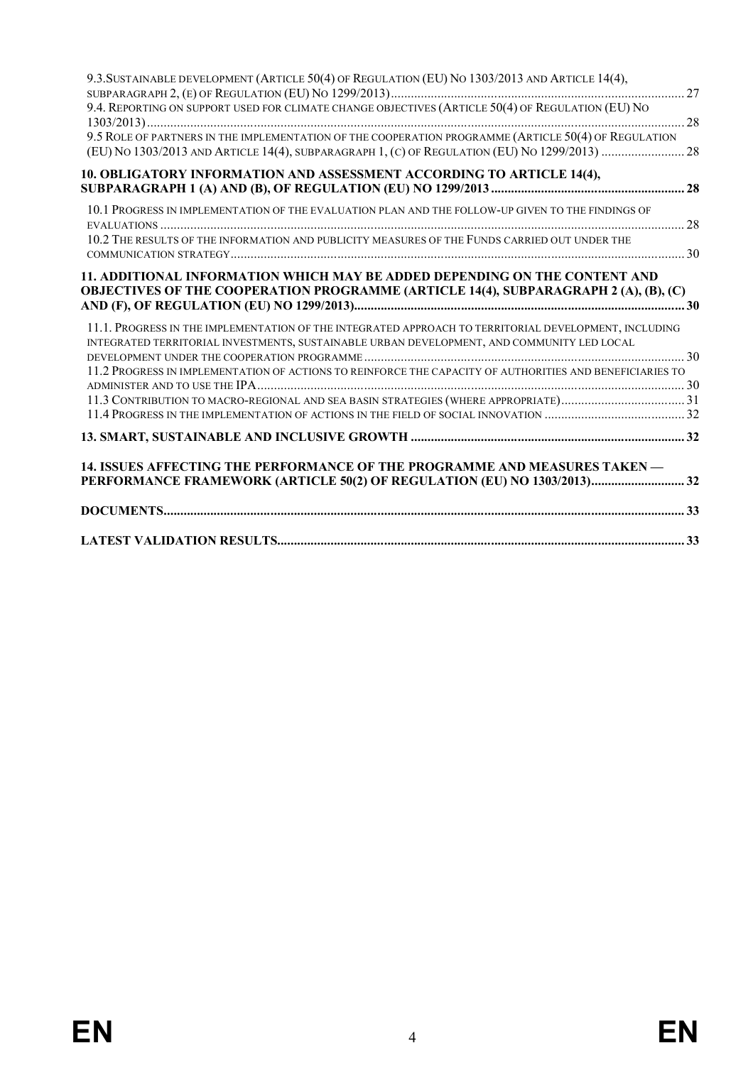9.3. SUSTAINABLE DEVELOPMENT (ARTICLE 50(4) OF REGULATION (EU) NO 1303/2013 AND ARTICLE 14(4), SUBPARAGRAPH 2, (E) OF REGULATION (EU) NO 1299/2013) ..... 27

9.4. REPORTING ON SUPPORT USED FOR CLIMATE CHANGE OBJECTIVES (ARTICLE 50(4) OF REGULATION (EU) NO 1303/2013) ..... 28

9.5 ROLE OF PARTNERS IN THE IMPLEMENTATION OF THE COOPERATION PROGRAMME (ARTICLE 50(4) OF REGULATION (EU) NO 1303/2013 AND ARTICLE 14(4), SUBPARAGRAPH 1, (C) OF REGULATION (EU) NO 1299/2013) ..... 28

**10. OBLIGATORY INFORMATION AND ASSESSMENT ACCORDING TO ARTICLE 14(4), SUBPARAGRAPH 1 (A) AND (B), OF REGULATION (EU) NO 1299/2013 ..... 28**

10.1 PROGRESS IN IMPLEMENTATION OF THE EVALUATION PLAN AND THE FOLLOW-UP GIVEN TO THE FINDINGS OF EVALUATIONS ..... 28

10.2 THE RESULTS OF THE INFORMATION AND PUBLICITY MEASURES OF THE FUNDS CARRIED OUT UNDER THE COMMUNICATION STRATEGY ..... 30

**11. ADDITIONAL INFORMATION WHICH MAY BE ADDED DEPENDING ON THE CONTENT AND OBJECTIVES OF THE COOPERATION PROGRAMME (ARTICLE 14(4), SUBPARAGRAPH 2 (A), (B), (C) AND (F), OF REGULATION (EU) NO 1299/2013) ..... 30**

11.1. PROGRESS IN THE IMPLEMENTATION OF THE INTEGRATED APPROACH TO TERRITORIAL DEVELOPMENT, INCLUDING INTEGRATED TERRITORIAL INVESTMENTS, SUSTAINABLE URBAN DEVELOPMENT, AND COMMUNITY LED LOCAL DEVELOPMENT UNDER THE COOPERATION PROGRAMME ..... 30

11.2 PROGRESS IN IMPLEMENTATION OF ACTIONS TO REINFORCE THE CAPACITY OF AUTHORITIES AND BENEFICIARIES TO ADMINISTER AND TO USE THE IPA ..... 30

11.3 CONTRIBUTION TO MACRO-REGIONAL AND SEA BASIN STRATEGIES (WHERE APPROPRIATE) ..... 31

11.4 PROGRESS IN THE IMPLEMENTATION OF ACTIONS IN THE FIELD OF SOCIAL INNOVATION ..... 32

**13. SMART, SUSTAINABLE AND INCLUSIVE GROWTH ..... 32**

**14. ISSUES AFFECTING THE PERFORMANCE OF THE PROGRAMME AND MEASURES TAKEN — PERFORMANCE FRAMEWORK (ARTICLE 50(2) OF REGULATION (EU) NO 1303/2013) ..... 32**

**DOCUMENTS ..... 33**

**LATEST VALIDATION RESULTS ..... 33**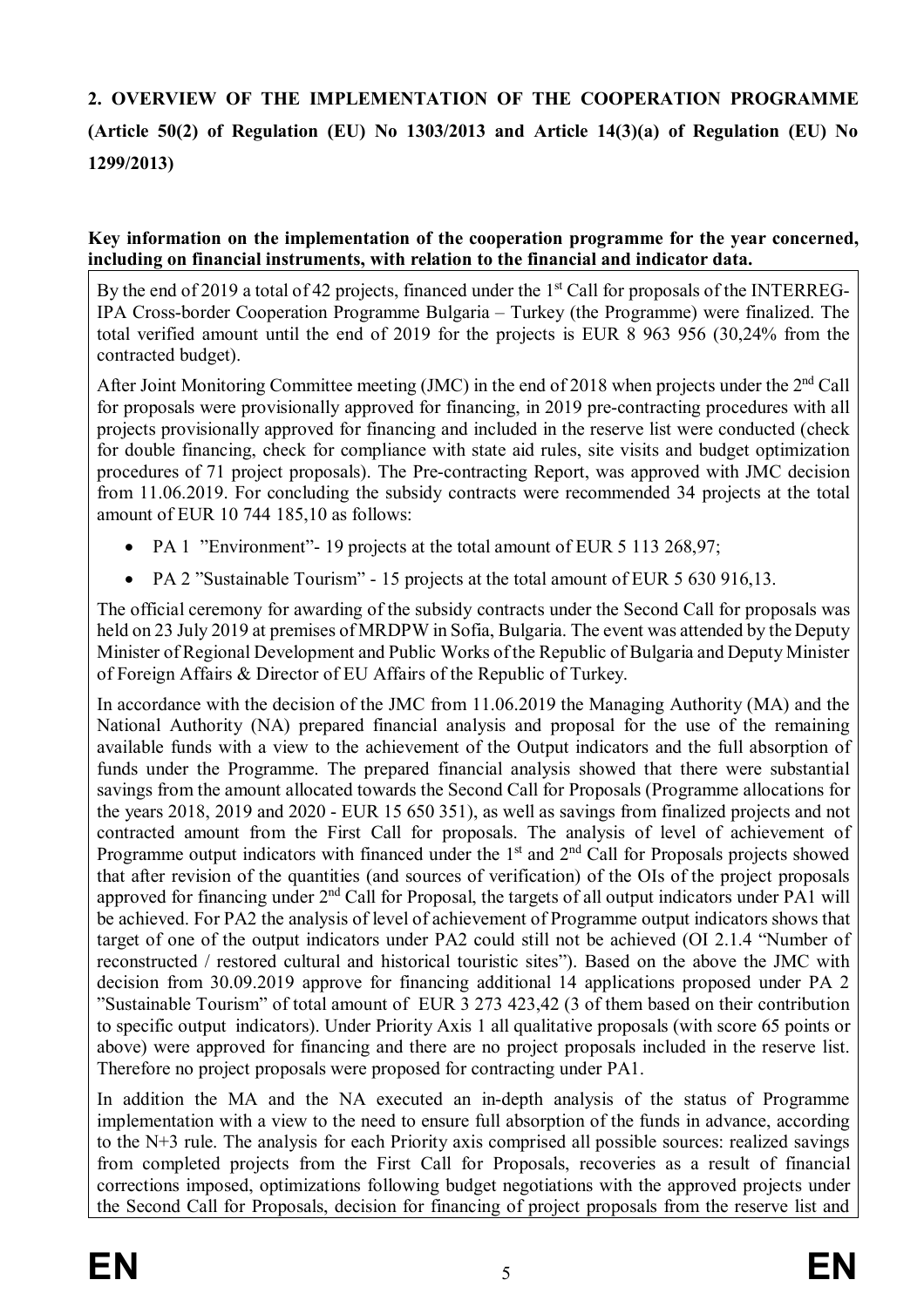## 2. OVERVIEW OF THE IMPLEMENTATION OF THE COOPERATION PROGRAMME (Article 50(2) of Regulation (EU) No 1303/2013 and Article 14(3)(a) of Regulation (EU) No 1299/2013)

**Key information on the implementation of the cooperation programme for the year concerned, including on financial instruments, with relation to the financial and indicator data.**

By the end of 2019 a total of 42 projects, financed under the 1st Call for proposals of the INTERREG-IPA Cross-border Cooperation Programme Bulgaria – Turkey (the Programme) were finalized. The total verified amount until the end of 2019 for the projects is EUR 8 963 956 (30,24% from the contracted budget).

After Joint Monitoring Committee meeting (JMC) in the end of 2018 when projects under the 2nd Call for proposals were provisionally approved for financing, in 2019 pre-contracting procedures with all projects provisionally approved for financing and included in the reserve list were conducted (check for double financing, check for compliance with state aid rules, site visits and budget optimization procedures of 71 project proposals). The Pre-contracting Report, was approved with JMC decision from 11.06.2019. For concluding the subsidy contracts were recommended 34 projects at the total amount of EUR 10 744 185,10 as follows:

- PA 1 "Environment"- 19 projects at the total amount of EUR 5 113 268,97;
- PA 2 "Sustainable Tourism" - 15 projects at the total amount of EUR 5 630 916,13.

The official ceremony for awarding of the subsidy contracts under the Second Call for proposals was held on 23 July 2019 at premises of MRDPW in Sofia, Bulgaria. The event was attended by the Deputy Minister of Regional Development and Public Works of the Republic of Bulgaria and Deputy Minister of Foreign Affairs & Director of EU Affairs of the Republic of Turkey.

In accordance with the decision of the JMC from 11.06.2019 the Managing Authority (MA) and the National Authority (NA) prepared financial analysis and proposal for the use of the remaining available funds with a view to the achievement of the Output indicators and the full absorption of funds under the Programme. The prepared financial analysis showed that there were substantial savings from the amount allocated towards the Second Call for Proposals (Programme allocations for the years 2018, 2019 and 2020 - EUR 15 650 351), as well as savings from finalized projects and not contracted amount from the First Call for proposals. The analysis of level of achievement of Programme output indicators with financed under the 1st and 2nd Call for Proposals projects showed that after revision of the quantities (and sources of verification) of the OIs of the project proposals approved for financing under 2nd Call for Proposal, the targets of all output indicators under PA1 will be achieved. For PA2 the analysis of level of achievement of Programme output indicators shows that target of one of the output indicators under PA2 could still not be achieved (OI 2.1.4 "Number of reconstructed / restored cultural and historical touristic sites"). Based on the above the JMC with decision from 30.09.2019 approve for financing additional 14 applications proposed under PA 2 "Sustainable Tourism" of total amount of EUR 3 273 423,42 (3 of them based on their contribution to specific output indicators). Under Priority Axis 1 all qualitative proposals (with score 65 points or above) were approved for financing and there are no project proposals included in the reserve list. Therefore no project proposals were proposed for contracting under PA1.

In addition the MA and the NA executed an in-depth analysis of the status of Programme implementation with a view to the need to ensure full absorption of the funds in advance, according to the N+3 rule. The analysis for each Priority axis comprised all possible sources: realized savings from completed projects from the First Call for Proposals, recoveries as a result of financial corrections imposed, optimizations following budget negotiations with the approved projects under the Second Call for Proposals, decision for financing of project proposals from the reserve list and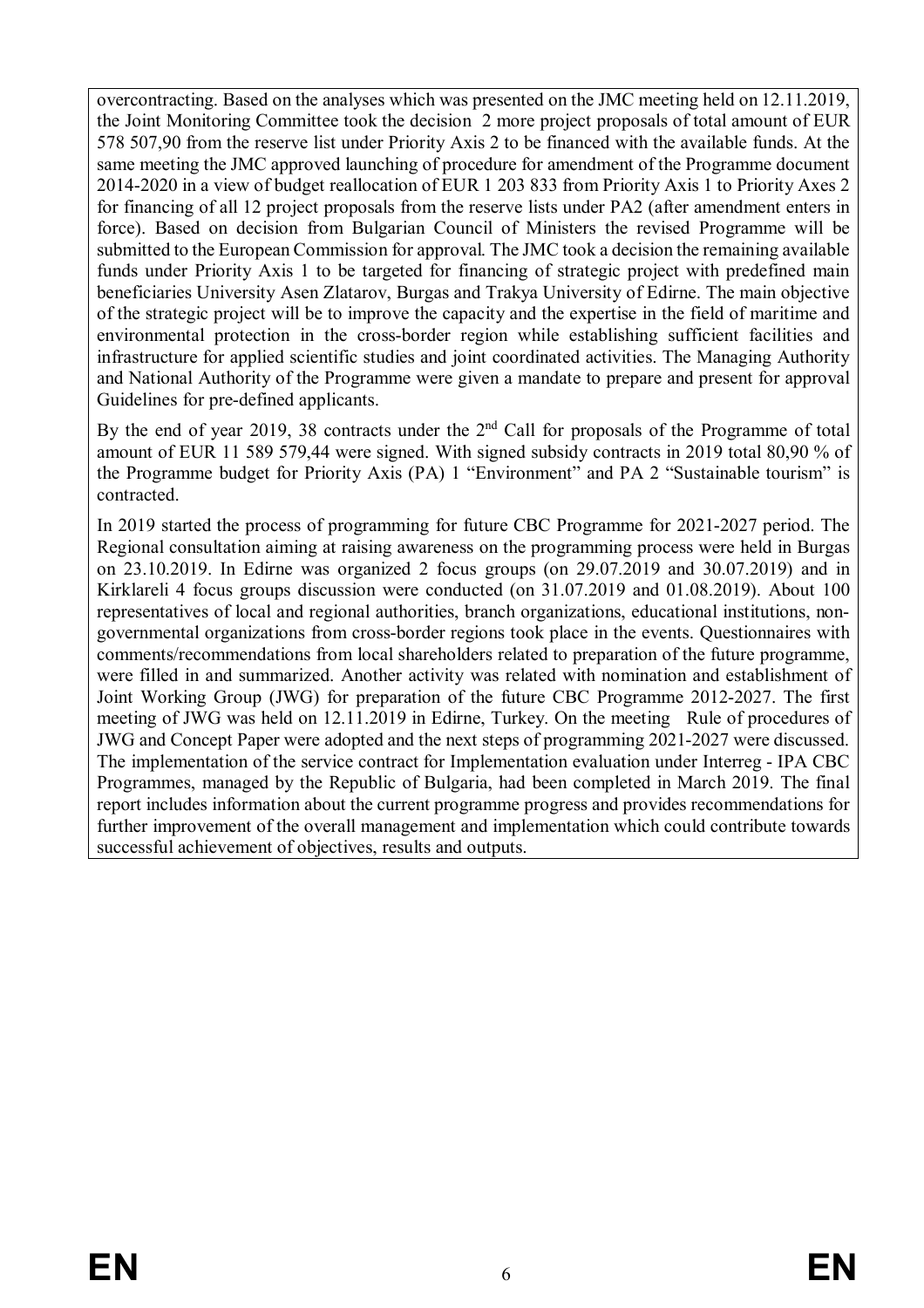overcontracting. Based on the analyses which was presented on the JMC meeting held on 12.11.2019, the Joint Monitoring Committee took the decision 2 more project proposals of total amount of EUR 578 507,90 from the reserve list under Priority Axis 2 to be financed with the available funds. At the same meeting the JMC approved launching of procedure for amendment of the Programme document 2014-2020 in a view of budget reallocation of EUR 1 203 833 from Priority Axis 1 to Priority Axes 2 for financing of all 12 project proposals from the reserve lists under PA2 (after amendment enters in force). Based on decision from Bulgarian Council of Ministers the revised Programme will be submitted to the European Commission for approval. The JMC took a decision the remaining available funds under Priority Axis 1 to be targeted for financing of strategic project with predefined main beneficiaries University Asen Zlatarov, Burgas and Trakya University of Edirne. The main objective of the strategic project will be to improve the capacity and the expertise in the field of maritime and environmental protection in the cross-border region while establishing sufficient facilities and infrastructure for applied scientific studies and joint coordinated activities. The Managing Authority and National Authority of the Programme were given a mandate to prepare and present for approval Guidelines for pre-defined applicants.

By the end of year 2019, 38 contracts under the 2nd Call for proposals of the Programme of total amount of EUR 11 589 579,44 were signed. With signed subsidy contracts in 2019 total 80,90 % of the Programme budget for Priority Axis (PA) 1 "Environment" and PA 2 "Sustainable tourism" is contracted.

In 2019 started the process of programming for future CBC Programme for 2021-2027 period. The Regional consultation aiming at raising awareness on the programming process were held in Burgas on 23.10.2019. In Edirne was organized 2 focus groups (on 29.07.2019 and 30.07.2019) and in Kirklareli 4 focus groups discussion were conducted (on 31.07.2019 and 01.08.2019). About 100 representatives of local and regional authorities, branch organizations, educational institutions, non-governmental organizations from cross-border regions took place in the events. Questionnaires with comments/recommendations from local shareholders related to preparation of the future programme, were filled in and summarized. Another activity was related with nomination and establishment of Joint Working Group (JWG) for preparation of the future CBC Programme 2012-2027. The first meeting of JWG was held on 12.11.2019 in Edirne, Turkey. On the meeting Rule of procedures of JWG and Concept Paper were adopted and the next steps of programming 2021-2027 were discussed. The implementation of the service contract for Implementation evaluation under Interreg - IPA CBC Programmes, managed by the Republic of Bulgaria, had been completed in March 2019. The final report includes information about the current programme progress and provides recommendations for further improvement of the overall management and implementation which could contribute towards successful achievement of objectives, results and outputs.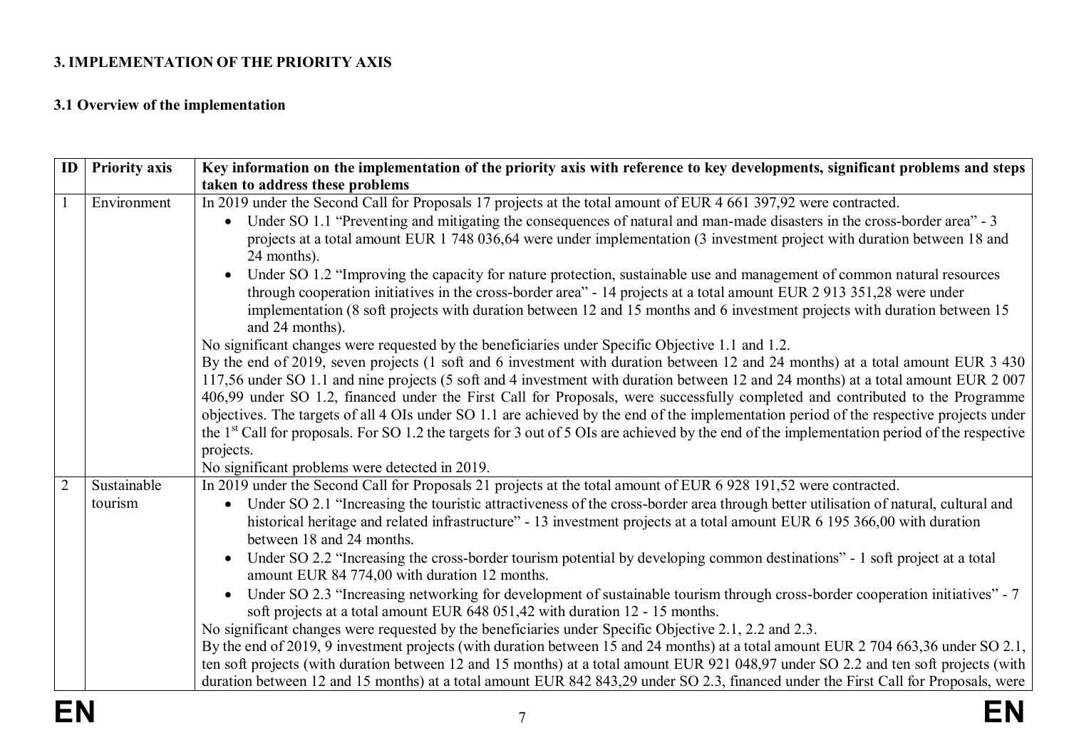## 3. IMPLEMENTATION OF THE PRIORITY AXIS

### 3.1 Overview of the implementation

| ID | Priority axis | Key information on the implementation of the priority axis with reference to key developments, significant problems and steps taken to address these problems |
|---|---|---|
| 1 | Environment | In 2019 under the Second Call for Proposals 17 projects at the total amount of EUR 4 661 397,92 were contracted.<br>• Under SO 1.1 "Preventing and mitigating the consequences of natural and man-made disasters in the cross-border area" - 3 projects at a total amount EUR 1 748 036,64 were under implementation (3 investment project with duration between 18 and 24 months).<br>• Under SO 1.2 "Improving the capacity for nature protection, sustainable use and management of common natural resources through cooperation initiatives in the cross-border area" - 14 projects at a total amount EUR 2 913 351,28 were under implementation (8 soft projects with duration between 12 and 15 months and 6 investment projects with duration between 15 and 24 months).<br>No significant changes were requested by the beneficiaries under Specific Objective 1.1 and 1.2.<br>By the end of 2019, seven projects (1 soft and 6 investment with duration between 12 and 24 months) at a total amount EUR 3 430 117,56 under SO 1.1 and nine projects (5 soft and 4 investment with duration between 12 and 24 months) at a total amount EUR 2 007 406,99 under SO 1.2, financed under the First Call for Proposals, were successfully completed and contributed to the Programme objectives. The targets of all 4 OIs under SO 1.1 are achieved by the end of the implementation period of the respective projects under the 1st Call for proposals. For SO 1.2 the targets for 3 out of 5 OIs are achieved by the end of the implementation period of the respective projects.<br>No significant problems were detected in 2019. |
| 2 | Sustainable tourism | In 2019 under the Second Call for Proposals 21 projects at the total amount of EUR 6 928 191,52 were contracted.<br>• Under SO 2.1 "Increasing the touristic attractiveness of the cross-border area through better utilisation of natural, cultural and historical heritage and related infrastructure" - 13 investment projects at a total amount EUR 6 195 366,00 with duration between 18 and 24 months.<br>• Under SO 2.2 "Increasing the cross-border tourism potential by developing common destinations" - 1 soft project at a total amount EUR 84 774,00 with duration 12 months.<br>• Under SO 2.3 "Increasing networking for development of sustainable tourism through cross-border cooperation initiatives" - 7 soft projects at a total amount EUR 648 051,42 with duration 12 - 15 months.<br>No significant changes were requested by the beneficiaries under Specific Objective 2.1, 2.2 and 2.3.<br>By the end of 2019, 9 investment projects (with duration between 15 and 24 months) at a total amount EUR 2 704 663,36 under SO 2.1, ten soft projects (with duration between 12 and 15 months) at a total amount EUR 921 048,97 under SO 2.2 and ten soft projects (with duration between 12 and 15 months) at a total amount EUR 842 843,29 under SO 2.3, financed under the First Call for Proposals, were |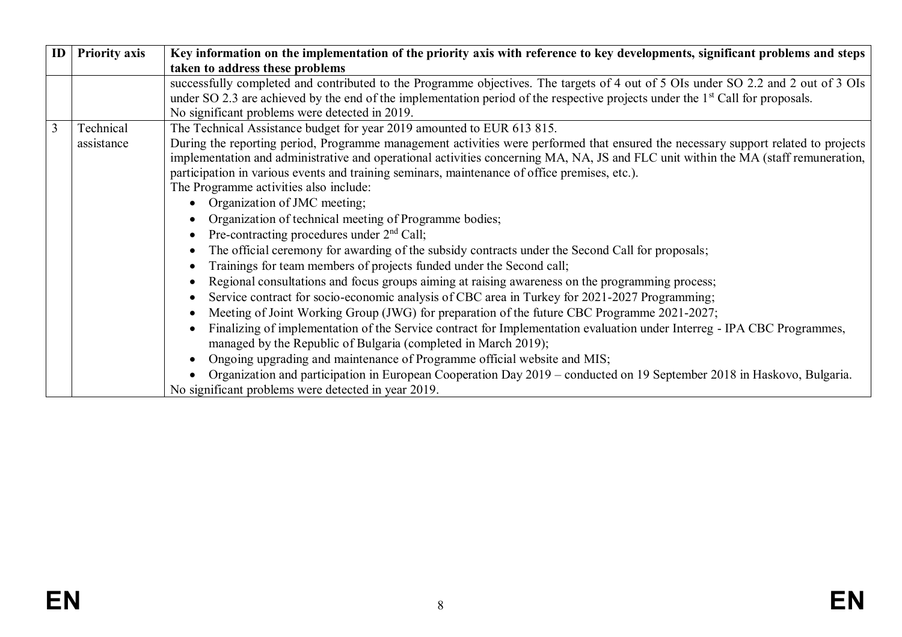| ID | Priority axis | Key information on the implementation of the priority axis with reference to key developments, significant problems and steps taken to address these problems |
|---|---|---|
| | | successfully completed and contributed to the Programme objectives. The targets of 4 out of 5 OIs under SO 2.2 and 2 out of 3 OIs under SO 2.3 are achieved by the end of the implementation period of the respective projects under the 1st Call for proposals.<br>No significant problems were detected in 2019. |
| 3 | Technical assistance | The Technical Assistance budget for year 2019 amounted to EUR 613 815.<br>During the reporting period, Programme management activities were performed that ensured the necessary support related to projects implementation and administrative and operational activities concerning MA, NA, JS and FLC unit within the MA (staff remuneration, participation in various events and training seminars, maintenance of office premises, etc.).<br>The Programme activities also include:<br>• Organization of JMC meeting;<br>• Organization of technical meeting of Programme bodies;<br>• Pre-contracting procedures under 2nd Call;<br>• The official ceremony for awarding of the subsidy contracts under the Second Call for proposals;<br>• Trainings for team members of projects funded under the Second call;<br>• Regional consultations and focus groups aiming at raising awareness on the programming process;<br>• Service contract for socio-economic analysis of CBC area in Turkey for 2021-2027 Programming;<br>• Meeting of Joint Working Group (JWG) for preparation of the future CBC Programme 2021-2027;<br>• Finalizing of implementation of the Service contract for Implementation evaluation under Interreg - IPA CBC Programmes, managed by the Republic of Bulgaria (completed in March 2019);<br>• Ongoing upgrading and maintenance of Programme official website and MIS;<br>• Organization and participation in European Cooperation Day 2019 – conducted on 19 September 2018 in Haskovo, Bulgaria.<br>No significant problems were detected in year 2019. |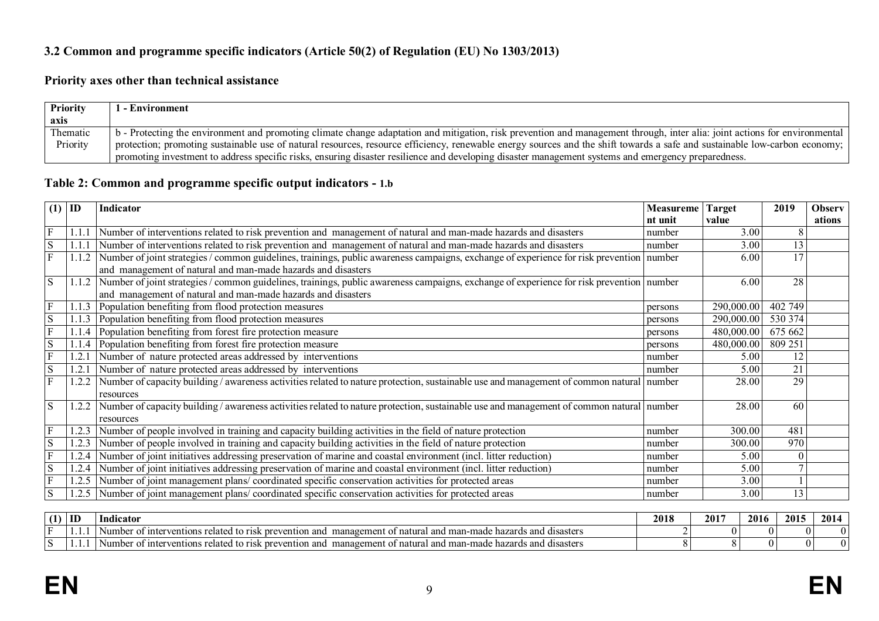### 3.2 Common and programme specific indicators (Article 50(2) of Regulation (EU) No 1303/2013)

### Priority axes other than technical assistance

| Priority axis | 1 - Environment |
|---|---|
| Thematic Priority | b - Protecting the environment and promoting climate change adaptation and mitigation, risk prevention and management through, inter alia: joint actions for environmental protection; promoting sustainable use of natural resources, resource efficiency, renewable energy sources and the shift towards a safe and sustainable low-carbon economy; promoting investment to address specific risks, ensuring disaster resilience and developing disaster management systems and emergency preparedness. |

### Table 2: Common and programme specific output indicators - 1.b

| (1) | ID | Indicator | Measurement unit | Target value | 2019 | Observations |
|---|---|---|---|---|---|---|
| F | 1.1.1 | Number of interventions related to risk prevention and management of natural and man-made hazards and disasters | number | 3.00 | 8 | |
| S | 1.1.1 | Number of interventions related to risk prevention and management of natural and man-made hazards and disasters | number | 3.00 | 13 | |
| F | 1.1.2 | Number of joint strategies / common guidelines, trainings, public awareness campaigns, exchange of experience for risk prevention and management of natural and man-made hazards and disasters | number | 6.00 | 17 | |
| S | 1.1.2 | Number of joint strategies / common guidelines, trainings, public awareness campaigns, exchange of experience for risk prevention and management of natural and man-made hazards and disasters | number | 6.00 | 28 | |
| F | 1.1.3 | Population benefiting from flood protection measures | persons | 290,000.00 | 402 749 | |
| S | 1.1.3 | Population benefiting from flood protection measures | persons | 290,000.00 | 530 374 | |
| F | 1.1.4 | Population benefiting from forest fire protection measure | persons | 480,000.00 | 675 662 | |
| S | 1.1.4 | Population benefiting from forest fire protection measure | persons | 480,000.00 | 809 251 | |
| F | 1.2.1 | Number of nature protected areas addressed by interventions | number | 5.00 | 12 | |
| S | 1.2.1 | Number of nature protected areas addressed by interventions | number | 5.00 | 21 | |
| F | 1.2.2 | Number of capacity building / awareness activities related to nature protection, sustainable use and management of common natural resources | number | 28.00 | 29 | |
| S | 1.2.2 | Number of capacity building / awareness activities related to nature protection, sustainable use and management of common natural resources | number | 28.00 | 60 | |
| F | 1.2.3 | Number of people involved in training and capacity building activities in the field of nature protection | number | 300.00 | 481 | |
| S | 1.2.3 | Number of people involved in training and capacity building activities in the field of nature protection | number | 300.00 | 970 | |
| F | 1.2.4 | Number of joint initiatives addressing preservation of marine and coastal environment (incl. litter reduction) | number | 5.00 | 0 | |
| S | 1.2.4 | Number of joint initiatives addressing preservation of marine and coastal environment (incl. litter reduction) | number | 5.00 | 7 | |
| F | 1.2.5 | Number of joint management plans/ coordinated specific conservation activities for protected areas | number | 3.00 | 1 | |
| S | 1.2.5 | Number of joint management plans/ coordinated specific conservation activities for protected areas | number | 3.00 | 13 | |

| (1) | ID | Indicator | 2018 | 2017 | 2016 | 2015 | 2014 |
|---|---|---|---|---|---|---|---|
| F | 1.1.1 | Number of interventions related to risk prevention and management of natural and man-made hazards and disasters | 2 | 0 | 0 | 0 | 0 |
| S | 1.1.1 | Number of interventions related to risk prevention and management of natural and man-made hazards and disasters | 8 | 8 | 0 | 0 | 0 |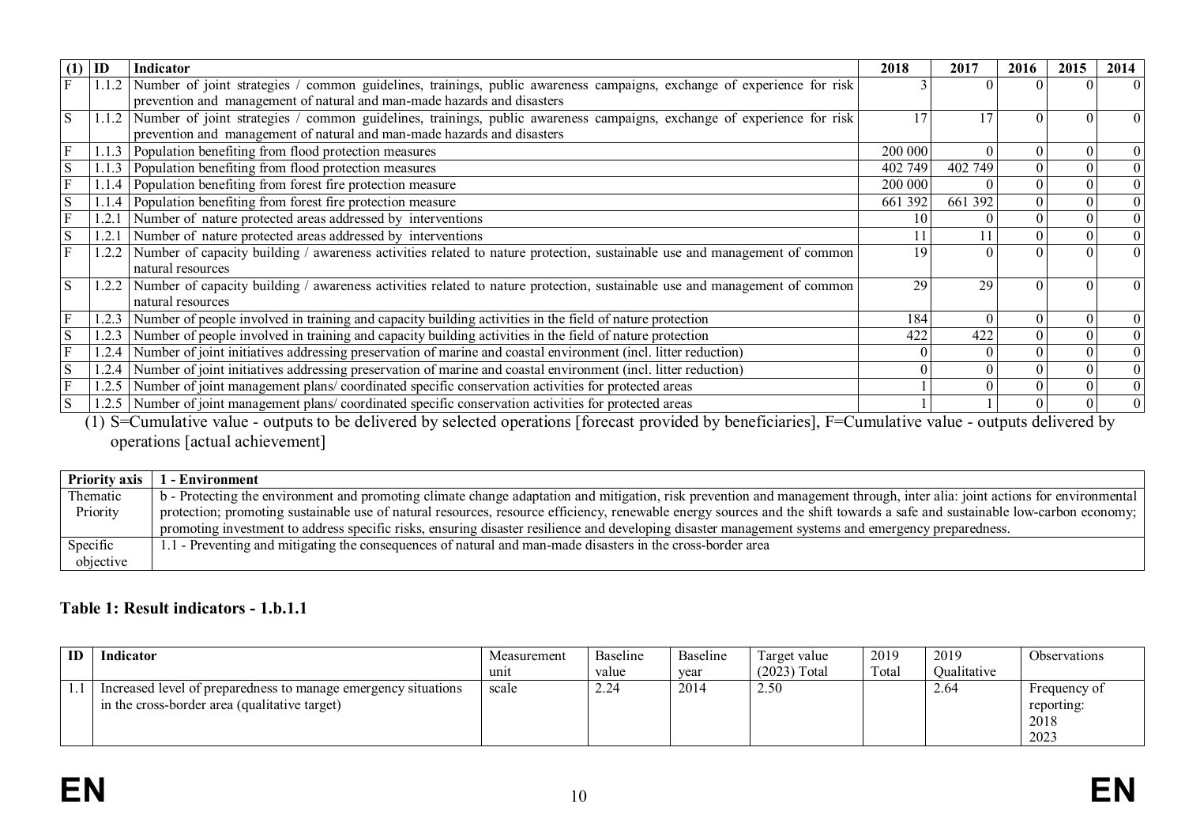| (1) | ID | Indicator | 2018 | 2017 | 2016 | 2015 | 2014 |
|---|---|---|---|---|---|---|---|
| F | 1.1.2 | Number of joint strategies / common guidelines, trainings, public awareness campaigns, exchange of experience for risk prevention and management of natural and man-made hazards and disasters | 3 | 0 | 0 | 0 | 0 |
| S | 1.1.2 | Number of joint strategies / common guidelines, trainings, public awareness campaigns, exchange of experience for risk prevention and management of natural and man-made hazards and disasters | 17 | 17 | 0 | 0 | 0 |
| F | 1.1.3 | Population benefiting from flood protection measures | 200 000 | 0 | 0 | 0 | 0 |
| S | 1.1.3 | Population benefiting from flood protection measures | 402 749 | 402 749 | 0 | 0 | 0 |
| F | 1.1.4 | Population benefiting from forest fire protection measure | 200 000 | 0 | 0 | 0 | 0 |
| S | 1.1.4 | Population benefiting from forest fire protection measure | 661 392 | 661 392 | 0 | 0 | 0 |
| F | 1.2.1 | Number of nature protected areas addressed by interventions | 10 | 0 | 0 | 0 | 0 |
| S | 1.2.1 | Number of nature protected areas addressed by interventions | 11 | 11 | 0 | 0 | 0 |
| F | 1.2.2 | Number of capacity building / awareness activities related to nature protection, sustainable use and management of common natural resources | 19 | 0 | 0 | 0 | 0 |
| S | 1.2.2 | Number of capacity building / awareness activities related to nature protection, sustainable use and management of common natural resources | 29 | 29 | 0 | 0 | 0 |
| F | 1.2.3 | Number of people involved in training and capacity building activities in the field of nature protection | 184 | 0 | 0 | 0 | 0 |
| S | 1.2.3 | Number of people involved in training and capacity building activities in the field of nature protection | 422 | 422 | 0 | 0 | 0 |
| F | 1.2.4 | Number of joint initiatives addressing preservation of marine and coastal environment (incl. litter reduction) | 0 | 0 | 0 | 0 | 0 |
| S | 1.2.4 | Number of joint initiatives addressing preservation of marine and coastal environment (incl. litter reduction) | 0 | 0 | 0 | 0 | 0 |
| F | 1.2.5 | Number of joint management plans/ coordinated specific conservation activities for protected areas | 1 | 0 | 0 | 0 | 0 |
| S | 1.2.5 | Number of joint management plans/ coordinated specific conservation activities for protected areas | 1 | 1 | 0 | 0 | 0 |

(1) S=Cumulative value - outputs to be delivered by selected operations [forecast provided by beneficiaries], F=Cumulative value - outputs delivered by operations [actual achievement]

| Priority axis | 1 - Environment |
|---|---|
| Thematic Priority | b - Protecting the environment and promoting climate change adaptation and mitigation, risk prevention and management through, inter alia: joint actions for environmental protection; promoting sustainable use of natural resources, resource efficiency, renewable energy sources and the shift towards a safe and sustainable low-carbon economy; promoting investment to address specific risks, ensuring disaster resilience and developing disaster management systems and emergency preparedness. |
| Specific objective | 1.1 - Preventing and mitigating the consequences of natural and man-made disasters in the cross-border area |

### Table 1: Result indicators - 1.b.1.1

| ID | Indicator | Measurement unit | Baseline value | Baseline year | Target value (2023) Total | 2019 Total | 2019 Qualitative | Observations |
|---|---|---|---|---|---|---|---|---|
| 1.1 | Increased level of preparedness to manage emergency situations in the cross-border area (qualitative target) | scale | 2.24 | 2014 | 2.50 | | 2.64 | Frequency of reporting: 2018 2023 |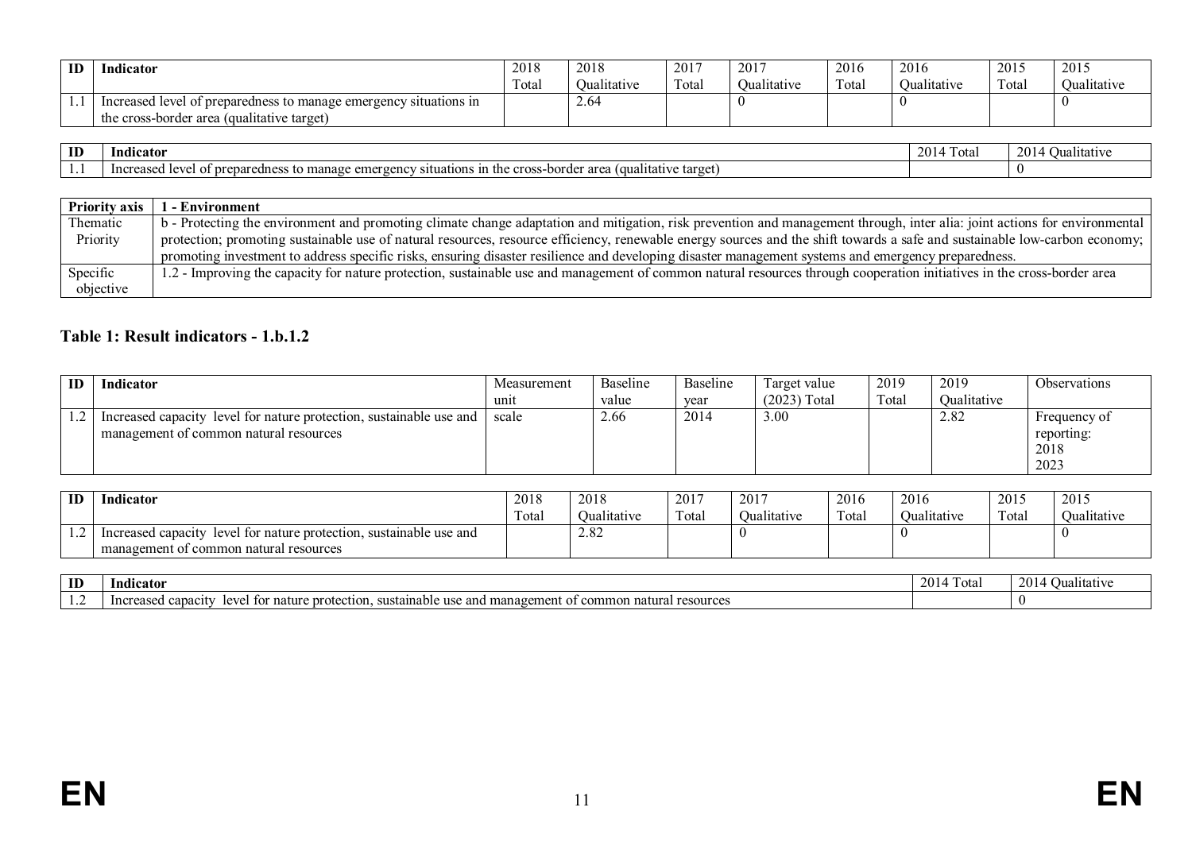| ID | Indicator | 2018 Total | 2018 Qualitative | 2017 Total | 2017 Qualitative | 2016 Total | 2016 Qualitative | 2015 Total | 2015 Qualitative |
|---|---|---|---|---|---|---|---|---|---|
| 1.1 | Increased level of preparedness to manage emergency situations in the cross-border area (qualitative target) | | 2.64 | | 0 | | 0 | | 0 |

| ID | Indicator | 2014 Total | 2014 Qualitative |
|---|---|---|---|
| 1.1 | Increased level of preparedness to manage emergency situations in the cross-border area (qualitative target) | | 0 |

| Priority axis | 1 - Environment |
|---|---|
| Thematic Priority | b - Protecting the environment and promoting climate change adaptation and mitigation, risk prevention and management through, inter alia: joint actions for environmental protection; promoting sustainable use of natural resources, resource efficiency, renewable energy sources and the shift towards a safe and sustainable low-carbon economy; promoting investment to address specific risks, ensuring disaster resilience and developing disaster management systems and emergency preparedness. |
| Specific objective | 1.2 - Improving the capacity for nature protection, sustainable use and management of common natural resources through cooperation initiatives in the cross-border area |

### Table 1: Result indicators - 1.b.1.2

| ID | Indicator | Measurement unit | Baseline value | Baseline year | Target value (2023) Total | 2019 Total | 2019 Qualitative | Observations |
|---|---|---|---|---|---|---|---|---|
| 1.2 | Increased capacity level for nature protection, sustainable use and management of common natural resources | scale | 2.66 | 2014 | 3.00 | | 2.82 | Frequency of reporting: 2018 2023 |

| ID | Indicator | 2018 Total | 2018 Qualitative | 2017 Total | 2017 Qualitative | 2016 Total | 2016 Qualitative | 2015 Total | 2015 Qualitative |
|---|---|---|---|---|---|---|---|---|---|
| 1.2 | Increased capacity level for nature protection, sustainable use and management of common natural resources | | 2.82 | | 0 | | 0 | | 0 |

| ID | Indicator | 2014 Total | 2014 Qualitative |
|---|---|---|---|
| 1.2 | Increased capacity level for nature protection, sustainable use and management of common natural resources | | 0 |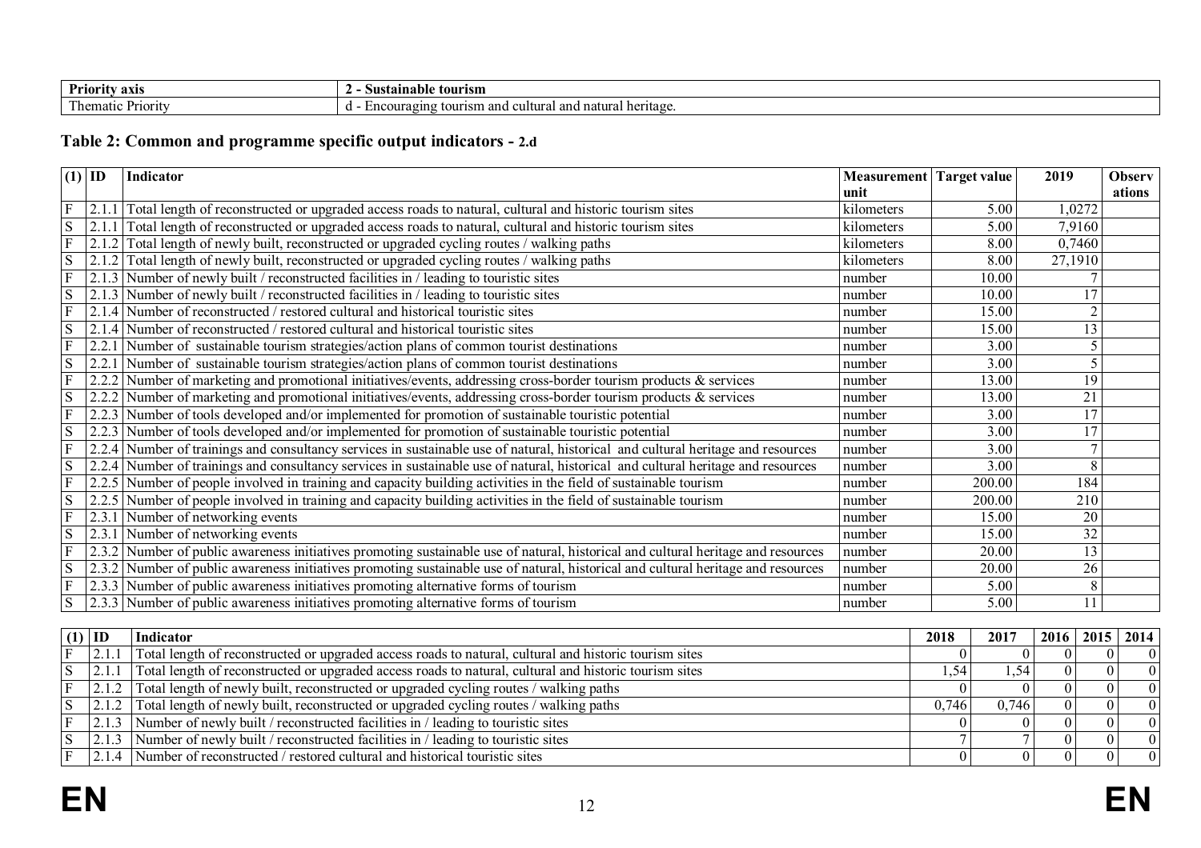| Priority axis | 2 - Sustainable tourism |
|---|---|
| Thematic Priority | d - Encouraging tourism and cultural and natural heritage. |

## Table 2: Common and programme specific output indicators - 2.d

| (1) | ID | Indicator | Measurement unit | Target value | 2019 | Observations |
|---|---|---|---|---|---|---|
| F | 2.1.1 | Total length of reconstructed or upgraded access roads to natural, cultural and historic tourism sites | kilometers | 5.00 | 1,0272 | |
| S | 2.1.1 | Total length of reconstructed or upgraded access roads to natural, cultural and historic tourism sites | kilometers | 5.00 | 7,9160 | |
| F | 2.1.2 | Total length of newly built, reconstructed or upgraded cycling routes / walking paths | kilometers | 8.00 | 0,7460 | |
| S | 2.1.2 | Total length of newly built, reconstructed or upgraded cycling routes / walking paths | kilometers | 8.00 | 27,1910 | |
| F | 2.1.3 | Number of newly built / reconstructed facilities in / leading to touristic sites | number | 10.00 | 7 | |
| S | 2.1.3 | Number of newly built / reconstructed facilities in / leading to touristic sites | number | 10.00 | 17 | |
| F | 2.1.4 | Number of reconstructed / restored cultural and historical touristic sites | number | 15.00 | 2 | |
| S | 2.1.4 | Number of reconstructed / restored cultural and historical touristic sites | number | 15.00 | 13 | |
| F | 2.2.1 | Number of sustainable tourism strategies/action plans of common tourist destinations | number | 3.00 | 5 | |
| S | 2.2.1 | Number of sustainable tourism strategies/action plans of common tourist destinations | number | 3.00 | 5 | |
| F | 2.2.2 | Number of marketing and promotional initiatives/events, addressing cross-border tourism products & services | number | 13.00 | 19 | |
| S | 2.2.2 | Number of marketing and promotional initiatives/events, addressing cross-border tourism products & services | number | 13.00 | 21 | |
| F | 2.2.3 | Number of tools developed and/or implemented for promotion of sustainable touristic potential | number | 3.00 | 17 | |
| S | 2.2.3 | Number of tools developed and/or implemented for promotion of sustainable touristic potential | number | 3.00 | 17 | |
| F | 2.2.4 | Number of trainings and consultancy services in sustainable use of natural, historical and cultural heritage and resources | number | 3.00 | 7 | |
| S | 2.2.4 | Number of trainings and consultancy services in sustainable use of natural, historical and cultural heritage and resources | number | 3.00 | 8 | |
| F | 2.2.5 | Number of people involved in training and capacity building activities in the field of sustainable tourism | number | 200.00 | 184 | |
| S | 2.2.5 | Number of people involved in training and capacity building activities in the field of sustainable tourism | number | 200.00 | 210 | |
| F | 2.3.1 | Number of networking events | number | 15.00 | 20 | |
| S | 2.3.1 | Number of networking events | number | 15.00 | 32 | |
| F | 2.3.2 | Number of public awareness initiatives promoting sustainable use of natural, historical and cultural heritage and resources | number | 20.00 | 13 | |
| S | 2.3.2 | Number of public awareness initiatives promoting sustainable use of natural, historical and cultural heritage and resources | number | 20.00 | 26 | |
| F | 2.3.3 | Number of public awareness initiatives promoting alternative forms of tourism | number | 5.00 | 8 | |
| S | 2.3.3 | Number of public awareness initiatives promoting alternative forms of tourism | number | 5.00 | 11 | |

| (1) | ID | Indicator | 2018 | 2017 | 2016 | 2015 | 2014 |
|---|---|---|---|---|---|---|---|
| F | 2.1.1 | Total length of reconstructed or upgraded access roads to natural, cultural and historic tourism sites | 0 | 0 | 0 | 0 | 0 |
| S | 2.1.1 | Total length of reconstructed or upgraded access roads to natural, cultural and historic tourism sites | 1,54 | 1,54 | 0 | 0 | 0 |
| F | 2.1.2 | Total length of newly built, reconstructed or upgraded cycling routes / walking paths | 0 | 0 | 0 | 0 | 0 |
| S | 2.1.2 | Total length of newly built, reconstructed or upgraded cycling routes / walking paths | 0,746 | 0,746 | 0 | 0 | 0 |
| F | 2.1.3 | Number of newly built / reconstructed facilities in / leading to touristic sites | 0 | 0 | 0 | 0 | 0 |
| S | 2.1.3 | Number of newly built / reconstructed facilities in / leading to touristic sites | 7 | 7 | 0 | 0 | 0 |
| F | 2.1.4 | Number of reconstructed / restored cultural and historical touristic sites | 0 | 0 | 0 | 0 | 0 |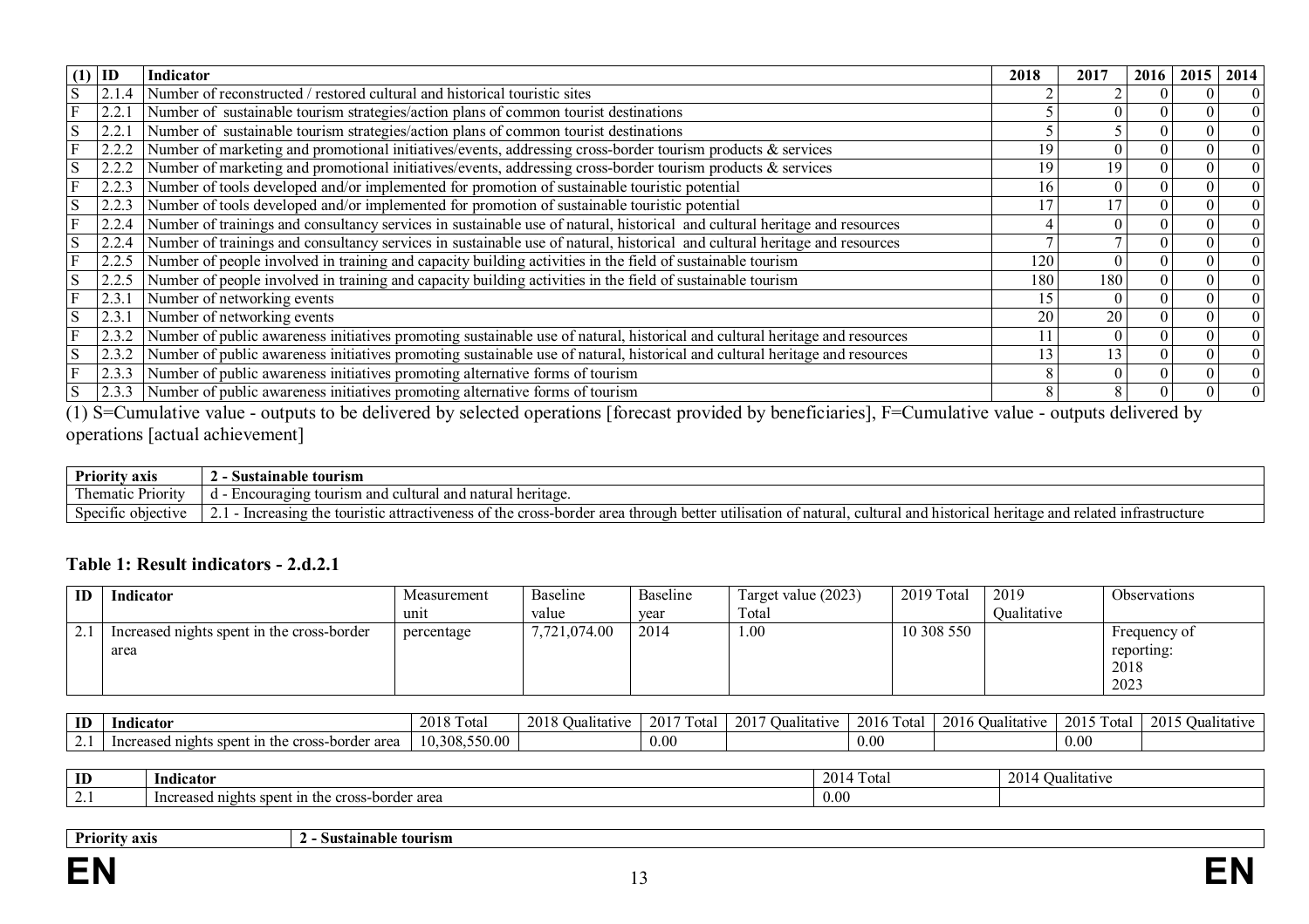| (1) | ID | Indicator | 2018 | 2017 | 2016 | 2015 | 2014 |
|---|---|---|---|---|---|---|---|
| S | 2.1.4 | Number of reconstructed / restored cultural and historical touristic sites | 2 | 2 | 0 | 0 | 0 |
| F | 2.2.1 | Number of sustainable tourism strategies/action plans of common tourist destinations | 5 | 0 | 0 | 0 | 0 |
| S | 2.2.1 | Number of sustainable tourism strategies/action plans of common tourist destinations | 5 | 5 | 0 | 0 | 0 |
| F | 2.2.2 | Number of marketing and promotional initiatives/events, addressing cross-border tourism products & services | 19 | 0 | 0 | 0 | 0 |
| S | 2.2.2 | Number of marketing and promotional initiatives/events, addressing cross-border tourism products & services | 19 | 19 | 0 | 0 | 0 |
| F | 2.2.3 | Number of tools developed and/or implemented for promotion of sustainable touristic potential | 16 | 0 | 0 | 0 | 0 |
| S | 2.2.3 | Number of tools developed and/or implemented for promotion of sustainable touristic potential | 17 | 17 | 0 | 0 | 0 |
| F | 2.2.4 | Number of trainings and consultancy services in sustainable use of natural, historical and cultural heritage and resources | 4 | 0 | 0 | 0 | 0 |
| S | 2.2.4 | Number of trainings and consultancy services in sustainable use of natural, historical and cultural heritage and resources | 7 | 7 | 0 | 0 | 0 |
| F | 2.2.5 | Number of people involved in training and capacity building activities in the field of sustainable tourism | 120 | 0 | 0 | 0 | 0 |
| S | 2.2.5 | Number of people involved in training and capacity building activities in the field of sustainable tourism | 180 | 180 | 0 | 0 | 0 |
| F | 2.3.1 | Number of networking events | 15 | 0 | 0 | 0 | 0 |
| S | 2.3.1 | Number of networking events | 20 | 20 | 0 | 0 | 0 |
| F | 2.3.2 | Number of public awareness initiatives promoting sustainable use of natural, historical and cultural heritage and resources | 11 | 0 | 0 | 0 | 0 |
| S | 2.3.2 | Number of public awareness initiatives promoting sustainable use of natural, historical and cultural heritage and resources | 13 | 13 | 0 | 0 | 0 |
| F | 2.3.3 | Number of public awareness initiatives promoting alternative forms of tourism | 8 | 0 | 0 | 0 | 0 |
| S | 2.3.3 | Number of public awareness initiatives promoting alternative forms of tourism | 8 | 8 | 0 | 0 | 0 |

(1) S=Cumulative value - outputs to be delivered by selected operations [forecast provided by beneficiaries], F=Cumulative value - outputs delivered by operations [actual achievement]

| **Priority axis** | **2 - Sustainable tourism** |
|---|---|
| Thematic Priority | d - Encouraging tourism and cultural and natural heritage. |
| Specific objective | 2.1 - Increasing the touristic attractiveness of the cross-border area through better utilisation of natural, cultural and historical heritage and related infrastructure |

### Table 1: Result indicators - 2.d.2.1

| ID | Indicator | Measurement unit | Baseline value | Baseline year | Target value (2023) Total | 2019 Total | 2019 Qualitative | Observations |
|---|---|---|---|---|---|---|---|---|
| 2.1 | Increased nights spent in the cross-border area | percentage | 7,721,074.00 | 2014 | 1.00 | 10 308 550 | | Frequency of reporting: 2018 2023 |

| ID | Indicator | 2018 Total | 2018 Qualitative | 2017 Total | 2017 Qualitative | 2016 Total | 2016 Qualitative | 2015 Total | 2015 Qualitative |
|---|---|---|---|---|---|---|---|---|---|
| 2.1 | Increased nights spent in the cross-border area | 10,308,550.00 | | 0.00 | | 0.00 | | 0.00 | |

| ID | Indicator | 2014 Total | 2014 Qualitative |
|---|---|---|---|
| 2.1 | Increased nights spent in the cross-border area | 0.00 | |

| **Priority axis** | **2 - Sustainable tourism** |
|---|---|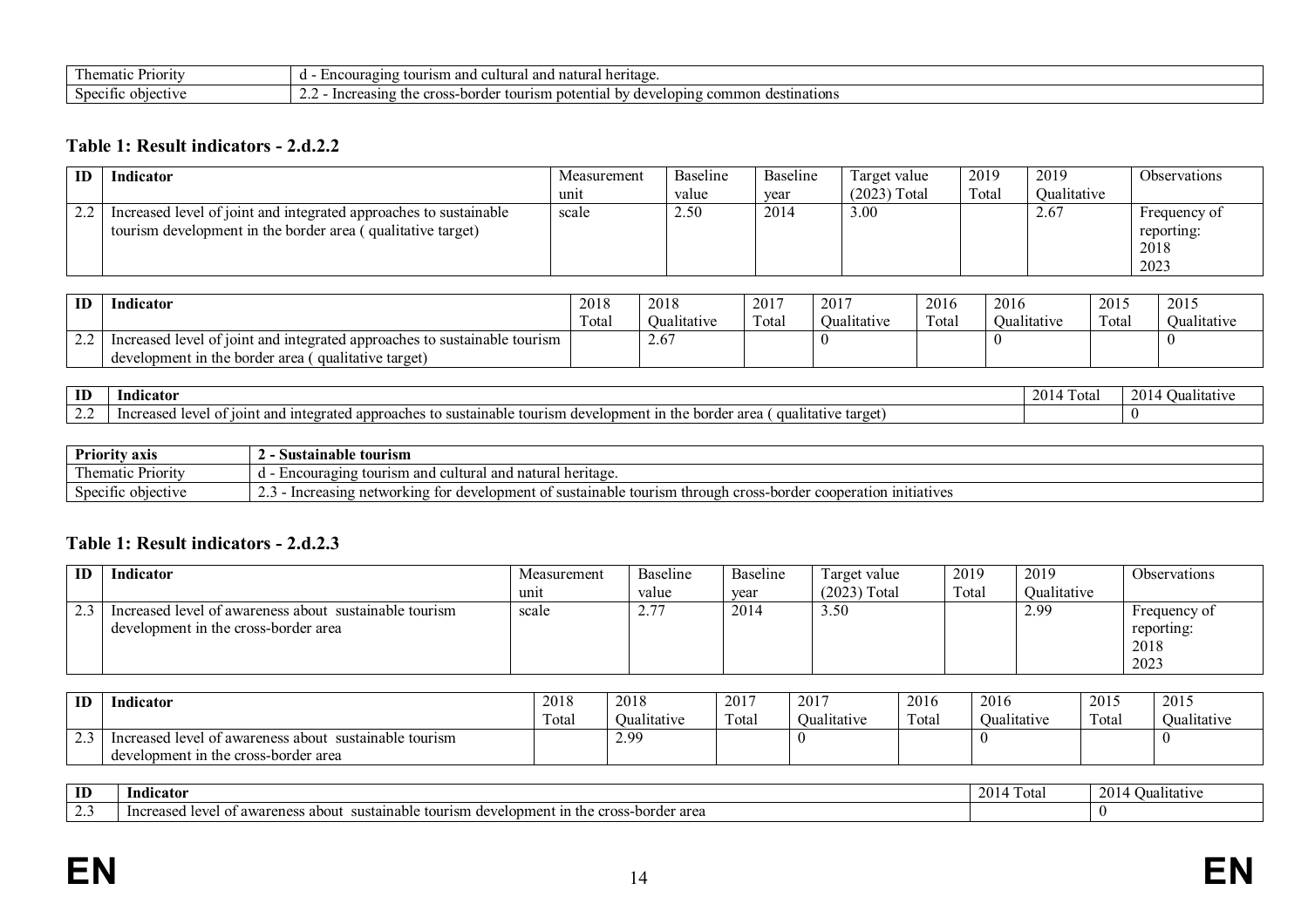| Thematic Priority | d - Encouraging tourism and cultural and natural heritage. |
| --- | --- |
| Specific objective | 2.2 - Increasing the cross-border tourism potential by developing common destinations |

### Table 1: Result indicators - 2.d.2.2

| ID | Indicator | Measurement unit | Baseline value | Baseline year | Target value (2023) Total | 2019 Total | 2019 Qualitative | Observations |
| --- | --- | --- | --- | --- | --- | --- | --- | --- |
| 2.2 | Increased level of joint and integrated approaches to sustainable tourism development in the border area ( qualitative target) | scale | 2.50 | 2014 | 3.00 | | 2.67 | Frequency of reporting: 2018 2023 |

| ID | Indicator | 2018 Total | 2018 Qualitative | 2017 Total | 2017 Qualitative | 2016 Total | 2016 Qualitative | 2015 Total | 2015 Qualitative |
| --- | --- | --- | --- | --- | --- | --- | --- | --- | --- |
| 2.2 | Increased level of joint and integrated approaches to sustainable tourism development in the border area ( qualitative target) | | 2.67 | | 0 | | 0 | | 0 |

| ID | Indicator | 2014 Total | 2014 Qualitative |
| --- | --- | --- | --- |
| 2.2 | Increased level of joint and integrated approaches to sustainable tourism development in the border area ( qualitative target) | | 0 |

| **Priority axis** | **2 - Sustainable tourism** |
| --- | --- |
| Thematic Priority | d - Encouraging tourism and cultural and natural heritage. |
| Specific objective | 2.3 - Increasing networking for development of sustainable tourism through cross-border cooperation initiatives |

### Table 1: Result indicators - 2.d.2.3

| ID | Indicator | Measurement unit | Baseline value | Baseline year | Target value (2023) Total | 2019 Total | 2019 Qualitative | Observations |
| --- | --- | --- | --- | --- | --- | --- | --- | --- |
| 2.3 | Increased level of awareness about sustainable tourism development in the cross-border area | scale | 2.77 | 2014 | 3.50 | | 2.99 | Frequency of reporting: 2018 2023 |

| ID | Indicator | 2018 Total | 2018 Qualitative | 2017 Total | 2017 Qualitative | 2016 Total | 2016 Qualitative | 2015 Total | 2015 Qualitative |
| --- | --- | --- | --- | --- | --- | --- | --- | --- | --- |
| 2.3 | Increased level of awareness about sustainable tourism development in the cross-border area | | 2.99 | | 0 | | 0 | | 0 |

| ID | Indicator | 2014 Total | 2014 Qualitative |
| --- | --- | --- | --- |
| 2.3 | Increased level of awareness about sustainable tourism development in the cross-border area | | 0 |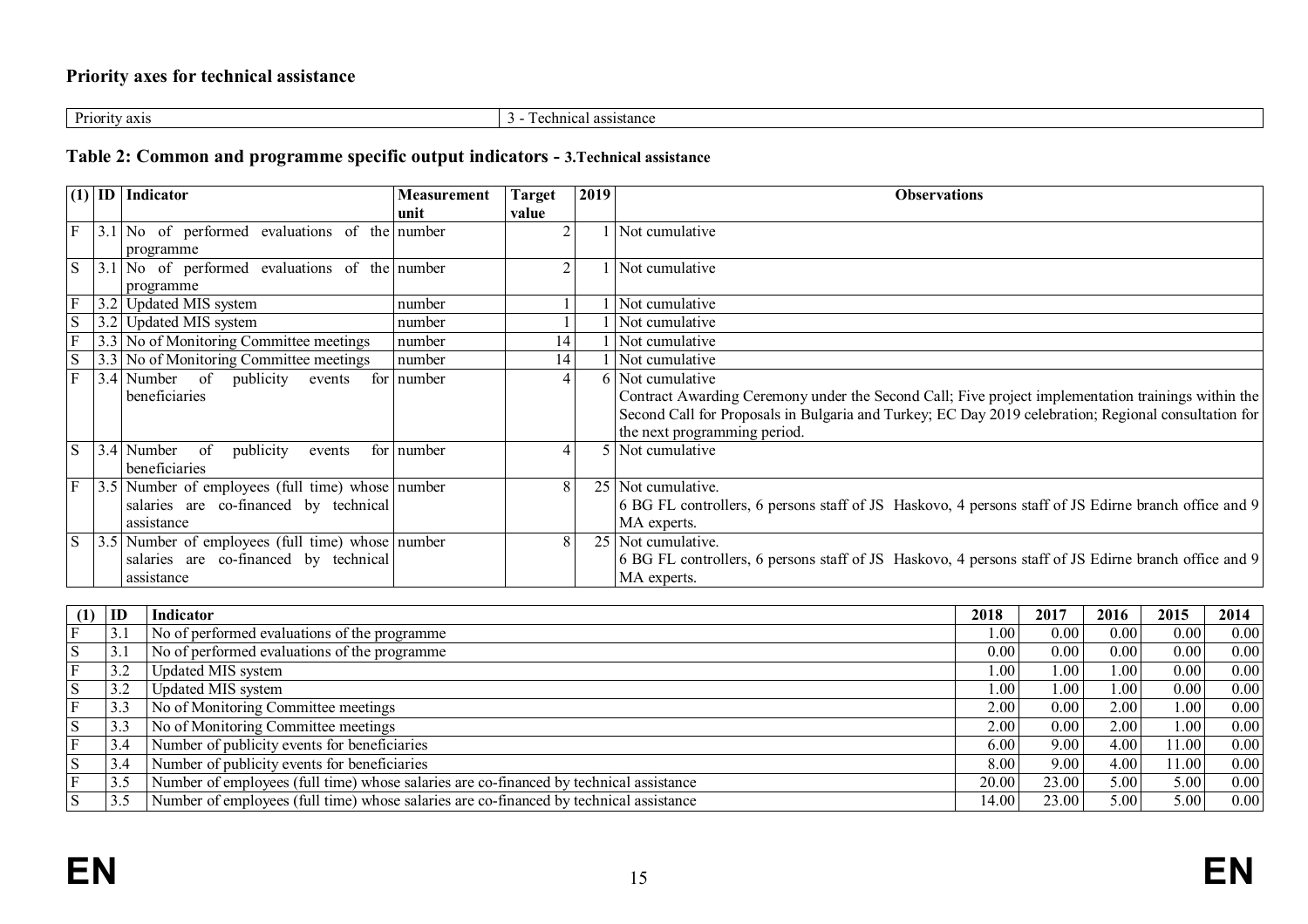### Priority axes for technical assistance

| Priority axis | 3 - Technical assistance |
|---|---|

### Table 2: Common and programme specific output indicators - 3.Technical assistance

| (1) | ID | Indicator | Measurement unit | Target value | 2019 | Observations |
|---|---|---|---|---|---|---|
| F | 3.1 | No of performed evaluations of the programme | number | 2 | 1 | Not cumulative |
| S | 3.1 | No of performed evaluations of the programme | number | 2 | 1 | Not cumulative |
| F | 3.2 | Updated MIS system | number | 1 | 1 | Not cumulative |
| S | 3.2 | Updated MIS system | number | 1 | 1 | Not cumulative |
| F | 3.3 | No of Monitoring Committee meetings | number | 14 | 1 | Not cumulative |
| S | 3.3 | No of Monitoring Committee meetings | number | 14 | 1 | Not cumulative |
| F | 3.4 | Number of publicity events for beneficiaries | number | 4 | 6 | Not cumulative<br>Contract Awarding Ceremony under the Second Call; Five project implementation trainings within the Second Call for Proposals in Bulgaria and Turkey; EC Day 2019 celebration; Regional consultation for the next programming period. |
| S | 3.4 | Number of publicity events for beneficiaries | number | 4 | 5 | Not cumulative |
| F | 3.5 | Number of employees (full time) whose salaries are co-financed by technical assistance | number | 8 | 25 | Not cumulative.<br>6 BG FL controllers, 6 persons staff of JS Haskovo, 4 persons staff of JS Edirne branch office and 9 MA experts. |
| S | 3.5 | Number of employees (full time) whose salaries are co-financed by technical assistance | number | 8 | 25 | Not cumulative.<br>6 BG FL controllers, 6 persons staff of JS Haskovo, 4 persons staff of JS Edirne branch office and 9 MA experts. |

| (1) | ID | Indicator | 2018 | 2017 | 2016 | 2015 | 2014 |
|---|---|---|---|---|---|---|---|
| F | 3.1 | No of performed evaluations of the programme | 1.00 | 0.00 | 0.00 | 0.00 | 0.00 |
| S | 3.1 | No of performed evaluations of the programme | 0.00 | 0.00 | 0.00 | 0.00 | 0.00 |
| F | 3.2 | Updated MIS system | 1.00 | 1.00 | 1.00 | 0.00 | 0.00 |
| S | 3.2 | Updated MIS system | 1.00 | 1.00 | 1.00 | 0.00 | 0.00 |
| F | 3.3 | No of Monitoring Committee meetings | 2.00 | 0.00 | 2.00 | 1.00 | 0.00 |
| S | 3.3 | No of Monitoring Committee meetings | 2.00 | 0.00 | 2.00 | 1.00 | 0.00 |
| F | 3.4 | Number of publicity events for beneficiaries | 6.00 | 9.00 | 4.00 | 11.00 | 0.00 |
| S | 3.4 | Number of publicity events for beneficiaries | 8.00 | 9.00 | 4.00 | 11.00 | 0.00 |
| F | 3.5 | Number of employees (full time) whose salaries are co-financed by technical assistance | 20.00 | 23.00 | 5.00 | 5.00 | 0.00 |
| S | 3.5 | Number of employees (full time) whose salaries are co-financed by technical assistance | 14.00 | 23.00 | 5.00 | 5.00 | 0.00 |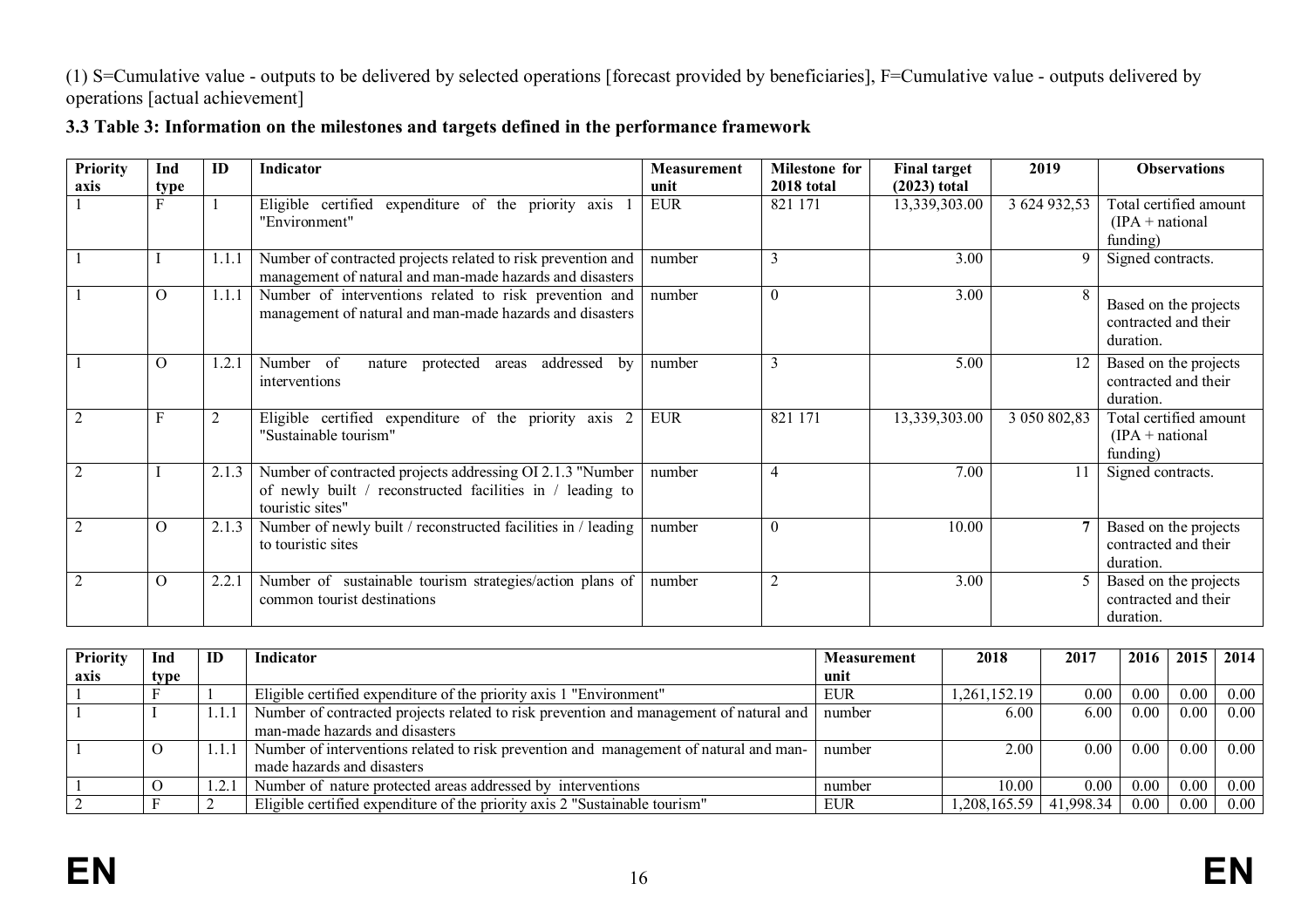(1) S=Cumulative value - outputs to be delivered by selected operations [forecast provided by beneficiaries], F=Cumulative value - outputs delivered by operations [actual achievement]

### 3.3 Table 3: Information on the milestones and targets defined in the performance framework

| Priority axis | Ind type | ID | Indicator | Measurement unit | Milestone for 2018 total | Final target (2023) total | 2019 | Observations |
|---|---|---|---|---|---|---|---|---|
| 1 | F | 1 | Eligible certified expenditure of the priority axis 1 "Environment" | EUR | 821 171 | 13,339,303.00 | 3 624 932,53 | Total certified amount (IPA + national funding) |
| 1 | I | 1.1.1 | Number of contracted projects related to risk prevention and management of natural and man-made hazards and disasters | number | 3 | 3.00 | 9 | Signed contracts. |
| 1 | O | 1.1.1 | Number of interventions related to risk prevention and management of natural and man-made hazards and disasters | number | 0 | 3.00 | 8 | Based on the projects contracted and their duration. |
| 1 | O | 1.2.1 | Number of nature protected areas addressed by interventions | number | 3 | 5.00 | 12 | Based on the projects contracted and their duration. |
| 2 | F | 2 | Eligible certified expenditure of the priority axis 2 "Sustainable tourism" | EUR | 821 171 | 13,339,303.00 | 3 050 802,83 | Total certified amount (IPA + national funding) |
| 2 | I | 2.1.3 | Number of contracted projects addressing OI 2.1.3 "Number of newly built / reconstructed facilities in / leading to touristic sites" | number | 4 | 7.00 | 11 | Signed contracts. |
| 2 | O | 2.1.3 | Number of newly built / reconstructed facilities in / leading to touristic sites | number | 0 | 10.00 | 7 | Based on the projects contracted and their duration. |
| 2 | O | 2.2.1 | Number of sustainable tourism strategies/action plans of common tourist destinations | number | 2 | 3.00 | 5 | Based on the projects contracted and their duration. |

| Priority axis | Ind type | ID | Indicator | Measurement unit | 2018 | 2017 | 2016 | 2015 | 2014 |
|---|---|---|---|---|---|---|---|---|---|
| 1 | F | 1 | Eligible certified expenditure of the priority axis 1 "Environment" | EUR | 1,261,152.19 | 0.00 | 0.00 | 0.00 | 0.00 |
| 1 | I | 1.1.1 | Number of contracted projects related to risk prevention and management of natural and man-made hazards and disasters | number | 6.00 | 6.00 | 0.00 | 0.00 | 0.00 |
| 1 | O | 1.1.1 | Number of interventions related to risk prevention and management of natural and man-made hazards and disasters | number | 2.00 | 0.00 | 0.00 | 0.00 | 0.00 |
| 1 | O | 1.2.1 | Number of nature protected areas addressed by interventions | number | 10.00 | 0.00 | 0.00 | 0.00 | 0.00 |
| 2 | F | 2 | Eligible certified expenditure of the priority axis 2 "Sustainable tourism" | EUR | 1,208,165.59 | 41,998.34 | 0.00 | 0.00 | 0.00 |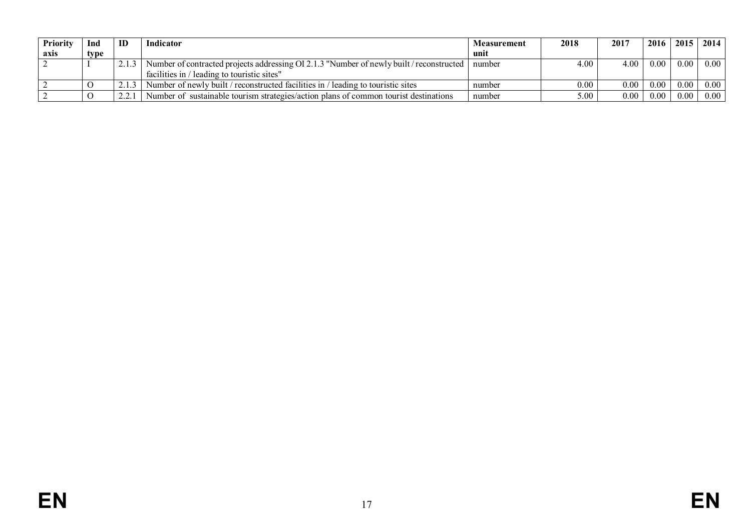| Priority axis | Ind type | ID | Indicator | Measurement unit | 2018 | 2017 | 2016 | 2015 | 2014 |
|---|---|---|---|---|---|---|---|---|---|
| 2 | I | 2.1.3 | Number of contracted projects addressing OI 2.1.3 "Number of newly built / reconstructed facilities in / leading to touristic sites" | number | 4.00 | 4.00 | 0.00 | 0.00 | 0.00 |
| 2 | O | 2.1.3 | Number of newly built / reconstructed facilities in / leading to touristic sites | number | 0.00 | 0.00 | 0.00 | 0.00 | 0.00 |
| 2 | O | 2.2.1 | Number of sustainable tourism strategies/action plans of common tourist destinations | number | 5.00 | 0.00 | 0.00 | 0.00 | 0.00 |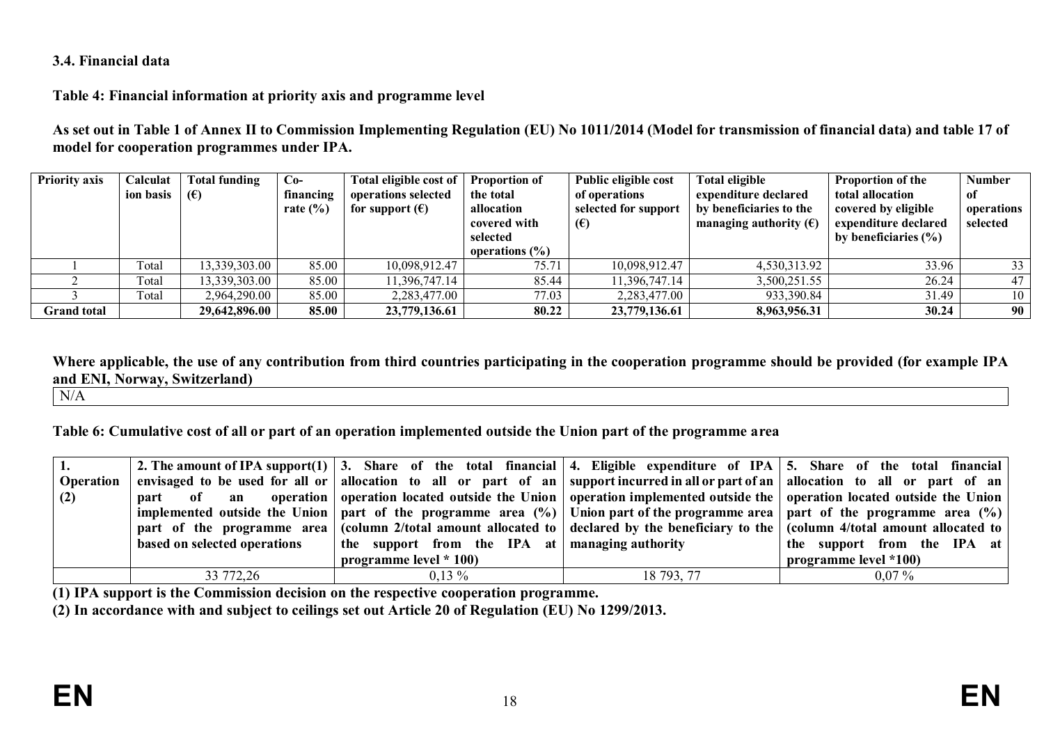**3.4. Financial data**

**Table 4: Financial information at priority axis and programme level**

**As set out in Table 1 of Annex II to Commission Implementing Regulation (EU) No 1011/2014 (Model for transmission of financial data) and table 17 of model for cooperation programmes under IPA.**

| Priority axis | Calculation basis | Total funding (€) | Co-financing rate (%) | Total eligible cost of operations selected for support (€) | Proportion of the total allocation covered with selected operations (%) | Public eligible cost of operations selected for support (€) | Total eligible expenditure declared by beneficiaries to the managing authority (€) | Proportion of the total allocation covered by eligible expenditure declared by beneficiaries (%) | Number of operations selected |
|---|---|---|---|---|---|---|---|---|---|
| 1 | Total | 13,339,303.00 | 85.00 | 10,098,912.47 | 75.71 | 10,098,912.47 | 4,530,313.92 | 33.96 | 33 |
| 2 | Total | 13,339,303.00 | 85.00 | 11,396,747.14 | 85.44 | 11,396,747.14 | 3,500,251.55 | 26.24 | 47 |
| 3 | Total | 2,964,290.00 | 85.00 | 2,283,477.00 | 77.03 | 2,283,477.00 | 933,390.84 | 31.49 | 10 |
| **Grand total** | | **29,642,896.00** | **85.00** | **23,779,136.61** | **80.22** | **23,779,136.61** | **8,963,956.31** | **30.24** | **90** |

**Where applicable, the use of any contribution from third countries participating in the cooperation programme should be provided (for example IPA and ENI, Norway, Switzerland)**

N/A

**Table 6: Cumulative cost of all or part of an operation implemented outside the Union part of the programme area**

| 1. Operation (2) | 2. The amount of IPA support(1) envisaged to be used for all or part of an operation implemented outside the Union part of the programme area based on selected operations | 3. Share of the total financial allocation to all or part of an operation located outside the Union part of the programme area (%) (column 2/total amount allocated to the support from the IPA at programme level * 100) | 4. Eligible expenditure of IPA support incurred in all or part of an operation implemented outside the Union part of the programme area declared by the beneficiary to the managing authority | 5. Share of the total financial allocation to all or part of an operation located outside the Union part of the programme area (%) (column 4/total amount allocated to the support from the IPA at programme level *100) |
|---|---|---|---|---|
| | 33 772,26 | 0,13 % | 18 793, 77 | 0,07 % |

**(1) IPA support is the Commission decision on the respective cooperation programme.**

**(2) In accordance with and subject to ceilings set out Article 20 of Regulation (EU) No 1299/2013.**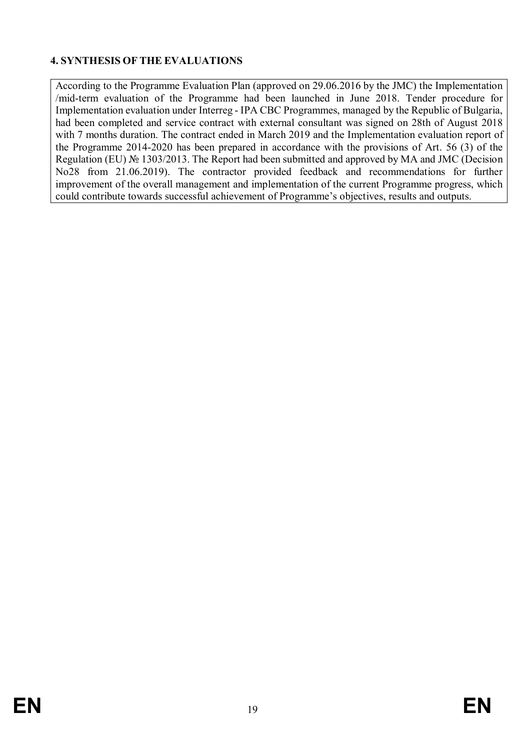## 4. SYNTHESIS OF THE EVALUATIONS

According to the Programme Evaluation Plan (approved on 29.06.2016 by the JMC) the Implementation /mid-term evaluation of the Programme had been launched in June 2018. Tender procedure for Implementation evaluation under Interreg - IPA CBC Programmes, managed by the Republic of Bulgaria, had been completed and service contract with external consultant was signed on 28th of August 2018 with 7 months duration. The contract ended in March 2019 and the Implementation evaluation report of the Programme 2014-2020 has been prepared in accordance with the provisions of Art. 56 (3) of the Regulation (EU) № 1303/2013. The Report had been submitted and approved by MA and JMC (Decision No28 from 21.06.2019). The contractor provided feedback and recommendations for further improvement of the overall management and implementation of the current Programme progress, which could contribute towards successful achievement of Programme's objectives, results and outputs.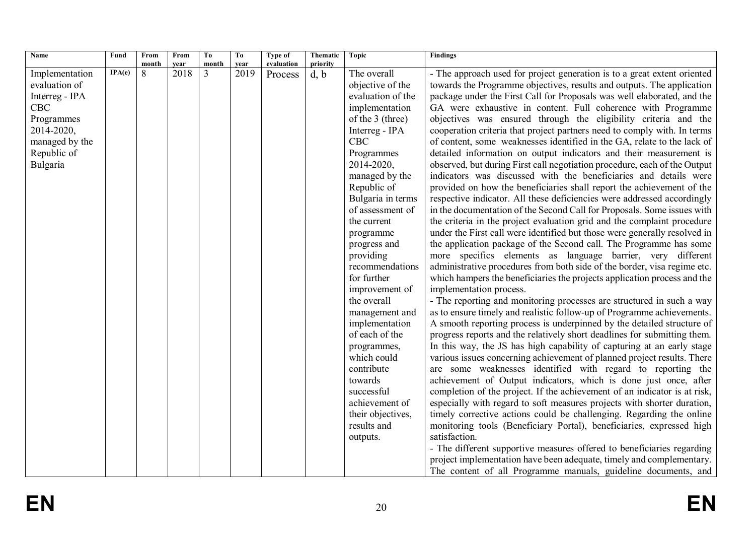| Name | Fund | From month | From year | To month | To year | Type of evaluation | Thematic priority | Topic | Findings |
|---|---|---|---|---|---|---|---|---|---|
| Implementation evaluation of Interreg - IPA CBC Programmes 2014-2020, managed by the Republic of Bulgaria | IPA(e) | 8 | 2018 | 3 | 2019 | Process | d, b | The overall objective of the evaluation of the implementation of the 3 (three) Interreg - IPA CBC Programmes 2014-2020, managed by the Republic of Bulgaria in terms of assessment of the current programme progress and providing recommendations for further improvement of the overall management and implementation of each of the programmes, which could contribute towards successful achievement of their objectives, results and outputs. | - The approach used for project generation is to a great extent oriented towards the Programme objectives, results and outputs. The application package under the First Call for Proposals was well elaborated, and the GA were exhaustive in content. Full coherence with Programme objectives was ensured through the eligibility criteria and the cooperation criteria that project partners need to comply with. In terms of content, some weaknesses identified in the GA, relate to the lack of detailed information on output indicators and their measurement is observed, but during First call negotiation procedure, each of the Output indicators was discussed with the beneficiaries and details were provided on how the beneficiaries shall report the achievement of the respective indicator. All these deficiencies were addressed accordingly in the documentation of the Second Call for Proposals. Some issues with the criteria in the project evaluation grid and the complaint procedure under the First call were identified but those were generally resolved in the application package of the Second call. The Programme has some more specifics elements as language barrier, very different administrative procedures from both side of the border, visa regime etc. which hampers the beneficiaries the projects application process and the implementation process.<br>- The reporting and monitoring processes are structured in such a way as to ensure timely and realistic follow-up of Programme achievements. A smooth reporting process is underpinned by the detailed structure of progress reports and the relatively short deadlines for submitting them. In this way, the JS has high capability of capturing at an early stage various issues concerning achievement of planned project results. There are some weaknesses identified with regard to reporting the achievement of Output indicators, which is done just once, after completion of the project. If the achievement of an indicator is at risk, especially with regard to soft measures projects with shorter duration, timely corrective actions could be challenging. Regarding the online monitoring tools (Beneficiary Portal), beneficiaries, expressed high satisfaction.<br>- The different supportive measures offered to beneficiaries regarding project implementation have been adequate, timely and complementary. The content of all Programme manuals, guideline documents, and |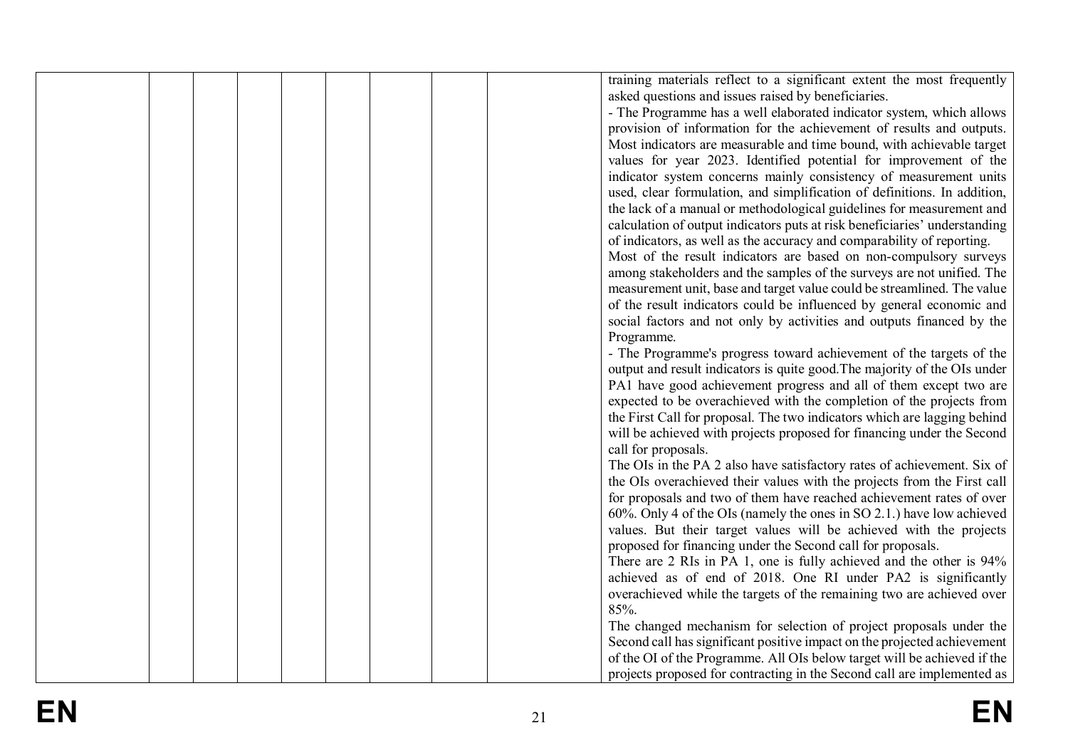| | | | | | | | | | |
|---|---|---|---|---|---|---|---|---|---|
| | | | | | | | | | training materials reflect to a significant extent the most frequently asked questions and issues raised by beneficiaries.<br>- The Programme has a well elaborated indicator system, which allows provision of information for the achievement of results and outputs. Most indicators are measurable and time bound, with achievable target values for year 2023. Identified potential for improvement of the indicator system concerns mainly consistency of measurement units used, clear formulation, and simplification of definitions. In addition, the lack of a manual or methodological guidelines for measurement and calculation of output indicators puts at risk beneficiaries' understanding of indicators, as well as the accuracy and comparability of reporting.<br>Most of the result indicators are based on non-compulsory surveys among stakeholders and the samples of the surveys are not unified. The measurement unit, base and target value could be streamlined. The value of the result indicators could be influenced by general economic and social factors and not only by activities and outputs financed by the Programme.<br>- The Programme's progress toward achievement of the targets of the output and result indicators is quite good.The majority of the OIs under PA1 have good achievement progress and all of them except two are expected to be overachieved with the completion of the projects from the First Call for proposal. The two indicators which are lagging behind will be achieved with projects proposed for financing under the Second call for proposals.<br>The OIs in the PA 2 also have satisfactory rates of achievement. Six of the OIs overachieved their values with the projects from the First call for proposals and two of them have reached achievement rates of over 60%. Only 4 of the OIs (namely the ones in SO 2.1.) have low achieved values. But their target values will be achieved with the projects proposed for financing under the Second call for proposals.<br>There are 2 RIs in PA 1, one is fully achieved and the other is 94% achieved as of end of 2018. One RI under PA2 is significantly overachieved while the targets of the remaining two are achieved over 85%.<br>The changed mechanism for selection of project proposals under the Second call has significant positive impact on the projected achievement of the OI of the Programme. All OIs below target will be achieved if the projects proposed for contracting in the Second call are implemented as |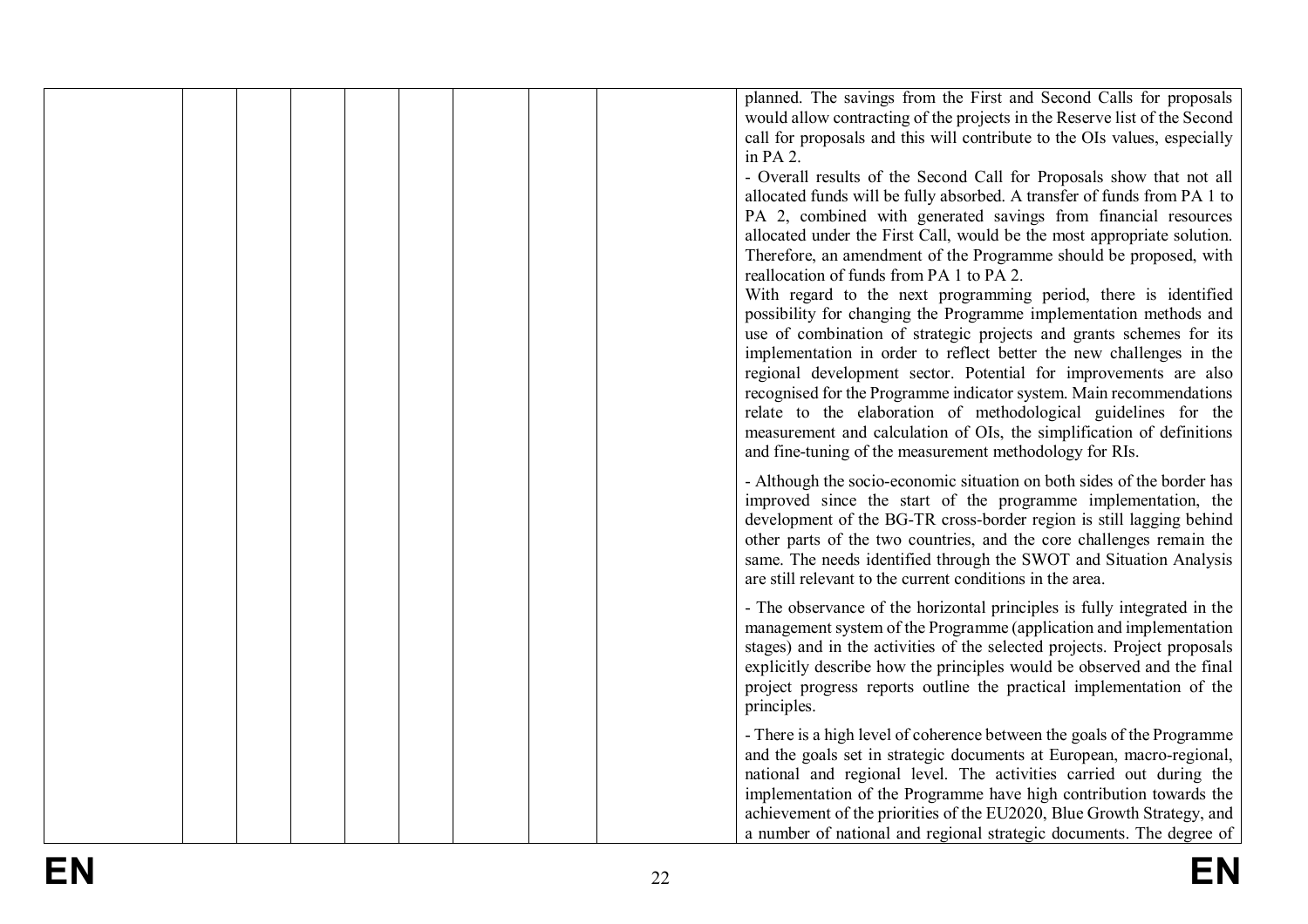| | | | | | | | | | |
|---|---|---|---|---|---|---|---|---|---|
| | | | | | | | | | planned. The savings from the First and Second Calls for proposals would allow contracting of the projects in the Reserve list of the Second call for proposals and this will contribute to the OIs values, especially in PA 2.<br>- Overall results of the Second Call for Proposals show that not all allocated funds will be fully absorbed. A transfer of funds from PA 1 to PA 2, combined with generated savings from financial resources allocated under the First Call, would be the most appropriate solution. Therefore, an amendment of the Programme should be proposed, with reallocation of funds from PA 1 to PA 2.<br>With regard to the next programming period, there is identified possibility for changing the Programme implementation methods and use of combination of strategic projects and grants schemes for its implementation in order to reflect better the new challenges in the regional development sector. Potential for improvements are also recognised for the Programme indicator system. Main recommendations relate to the elaboration of methodological guidelines for the measurement and calculation of OIs, the simplification of definitions and fine-tuning of the measurement methodology for RIs.<br><br>- Although the socio-economic situation on both sides of the border has improved since the start of the programme implementation, the development of the BG-TR cross-border region is still lagging behind other parts of the two countries, and the core challenges remain the same. The needs identified through the SWOT and Situation Analysis are still relevant to the current conditions in the area.<br><br>- The observance of the horizontal principles is fully integrated in the management system of the Programme (application and implementation stages) and in the activities of the selected projects. Project proposals explicitly describe how the principles would be observed and the final project progress reports outline the practical implementation of the principles.<br><br>- There is a high level of coherence between the goals of the Programme and the goals set in strategic documents at European, macro-regional, national and regional level. The activities carried out during the implementation of the Programme have high contribution towards the achievement of the priorities of the EU2020, Blue Growth Strategy, and a number of national and regional strategic documents. The degree of |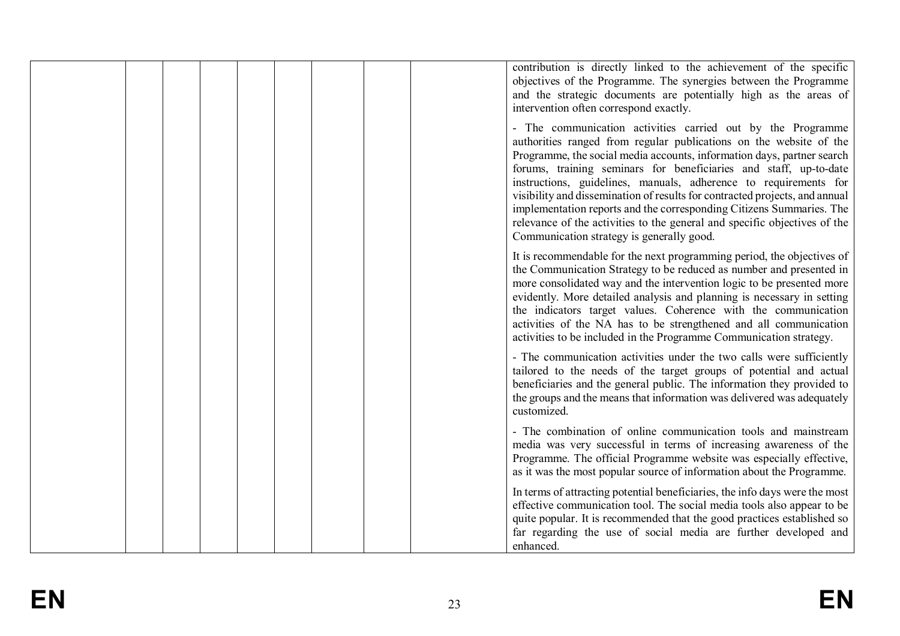| | | | | | | | | | |
|---|---|---|---|---|---|---|---|---|---|
| | | | | | | | | | contribution is directly linked to the achievement of the specific objectives of the Programme. The synergies between the Programme and the strategic documents are potentially high as the areas of intervention often correspond exactly.<br><br>- The communication activities carried out by the Programme authorities ranged from regular publications on the website of the Programme, the social media accounts, information days, partner search forums, training seminars for beneficiaries and staff, up-to-date instructions, guidelines, manuals, adherence to requirements for visibility and dissemination of results for contracted projects, and annual implementation reports and the corresponding Citizens Summaries. The relevance of the activities to the general and specific objectives of the Communication strategy is generally good.<br><br>It is recommendable for the next programming period, the objectives of the Communication Strategy to be reduced as number and presented in more consolidated way and the intervention logic to be presented more evidently. More detailed analysis and planning is necessary in setting the indicators target values. Coherence with the communication activities of the NA has to be strengthened and all communication activities to be included in the Programme Communication strategy.<br><br>- The communication activities under the two calls were sufficiently tailored to the needs of the target groups of potential and actual beneficiaries and the general public. The information they provided to the groups and the means that information was delivered was adequately customized.<br><br>- The combination of online communication tools and mainstream media was very successful in terms of increasing awareness of the Programme. The official Programme website was especially effective, as it was the most popular source of information about the Programme.<br><br>In terms of attracting potential beneficiaries, the info days were the most effective communication tool. The social media tools also appear to be quite popular. It is recommended that the good practices established so far regarding the use of social media are further developed and enhanced. |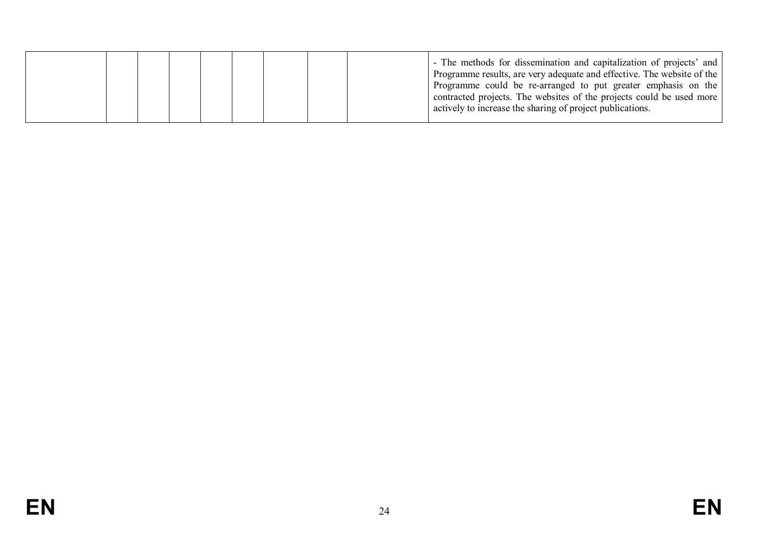| | | | | | | | | |
|---|---|---|---|---|---|---|---|---|
| | | | | | | | | - The methods for dissemination and capitalization of projects' and Programme results, are very adequate and effective. The website of the Programme could be re-arranged to put greater emphasis on the contracted projects. The websites of the projects could be used more actively to increase the sharing of project publications. |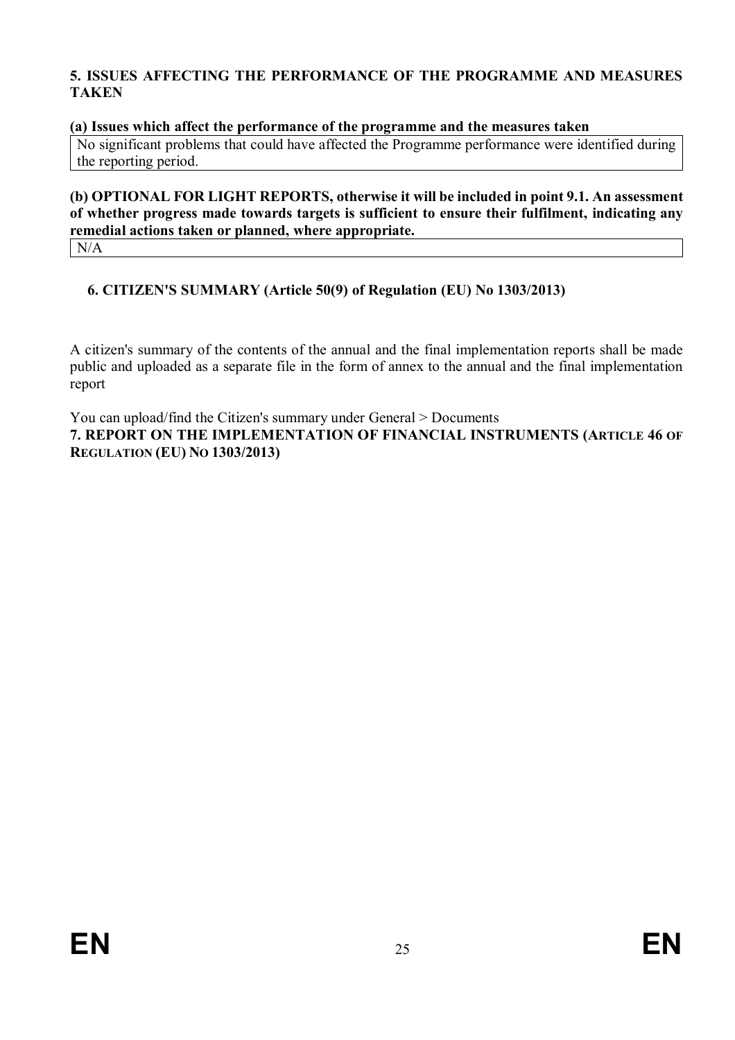## 5. ISSUES AFFECTING THE PERFORMANCE OF THE PROGRAMME AND MEASURES TAKEN

### (a) Issues which affect the performance of the programme and the measures taken

No significant problems that could have affected the Programme performance were identified during the reporting period.

### (b) OPTIONAL FOR LIGHT REPORTS, otherwise it will be included in point 9.1. An assessment of whether progress made towards targets is sufficient to ensure their fulfilment, indicating any remedial actions taken or planned, where appropriate.

N/A

## 6. CITIZEN'S SUMMARY (Article 50(9) of Regulation (EU) No 1303/2013)

A citizen's summary of the contents of the annual and the final implementation reports shall be made public and uploaded as a separate file in the form of annex to the annual and the final implementation report

You can upload/find the Citizen's summary under General > Documents

## 7. REPORT ON THE IMPLEMENTATION OF FINANCIAL INSTRUMENTS (ARTICLE 46 OF REGULATION (EU) NO 1303/2013)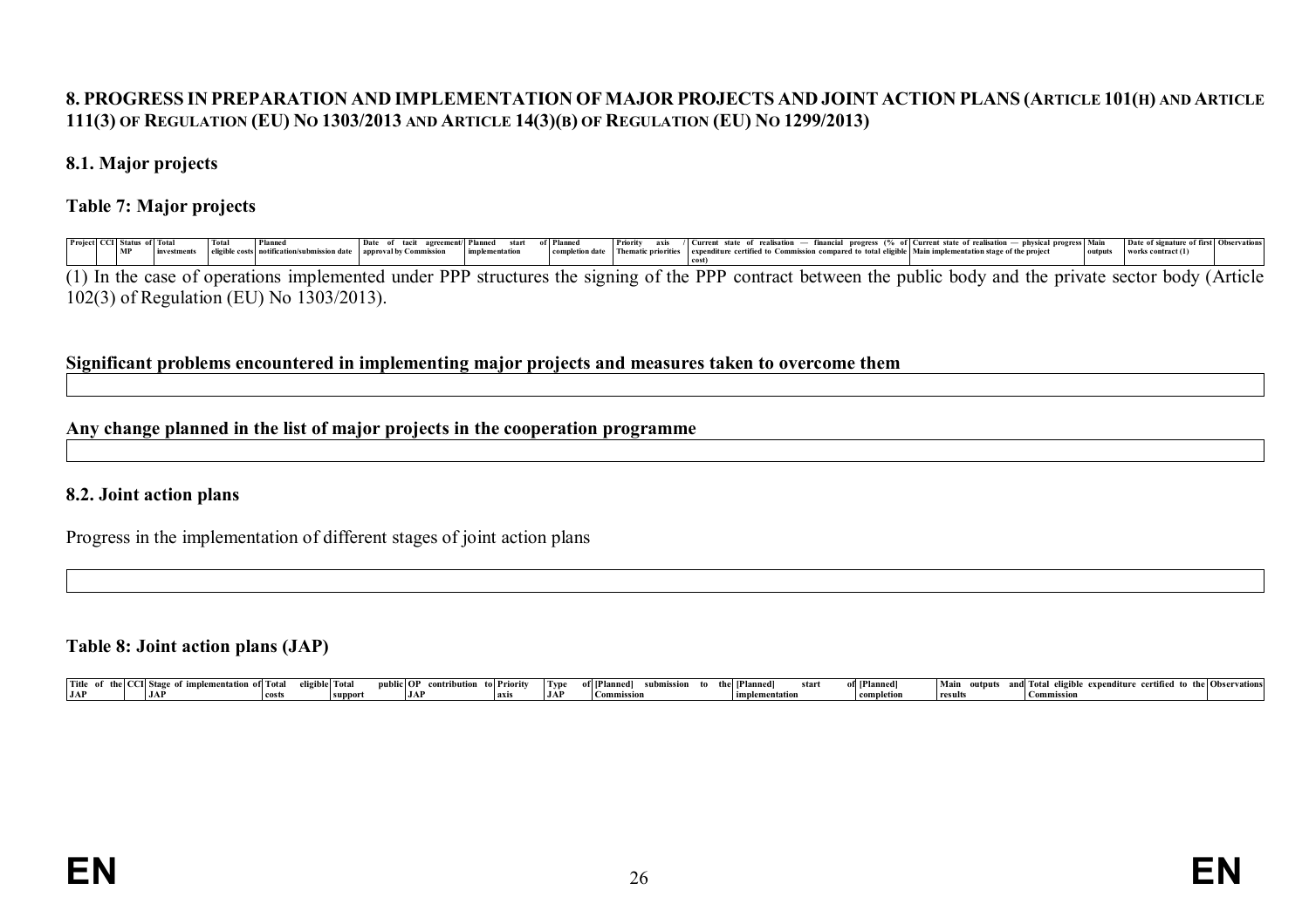# 8. PROGRESS IN PREPARATION AND IMPLEMENTATION OF MAJOR PROJECTS AND JOINT ACTION PLANS (ARTICLE 101(H) AND ARTICLE 111(3) OF REGULATION (EU) NO 1303/2013 AND ARTICLE 14(3)(B) OF REGULATION (EU) NO 1299/2013)

## 8.1. Major projects

### Table 7: Major projects

| Project | CCI | Status of MP | Total investments | Total eligible costs | Planned notification/submission date | Date of tacit agreement/ approval by Commission | Planned start of implementation | Planned completion date | Priority axis / Thematic priorities | Current state of realisation — financial progress (% of expenditure certified to Commission compared to total eligible cost) | Current state of realisation — physical progress Main implementation stage of the project | Main outputs | Date of signature of first works contract (1) | Observations |
|---|---|---|---|---|---|---|---|---|---|---|---|---|---|---|

(1) In the case of operations implemented under PPP structures the signing of the PPP contract between the public body and the private sector body (Article 102(3) of Regulation (EU) No 1303/2013).

**Significant problems encountered in implementing major projects and measures taken to overcome them**

**Any change planned in the list of major projects in the cooperation programme**

## 8.2. Joint action plans

Progress in the implementation of different stages of joint action plans

### Table 8: Joint action plans (JAP)

| Title of the JAP | CCI | Stage of implementation of JAP | Total eligible costs | Total public support | OP contribution to JAP | Priority axis | Type of JAP | [Planned] submission to the Commission | [Planned] start of implementation | [Planned] completion | Main outputs and results | Total eligible expenditure certified to the Commission | Observations |
|---|---|---|---|---|---|---|---|---|---|---|---|---|---|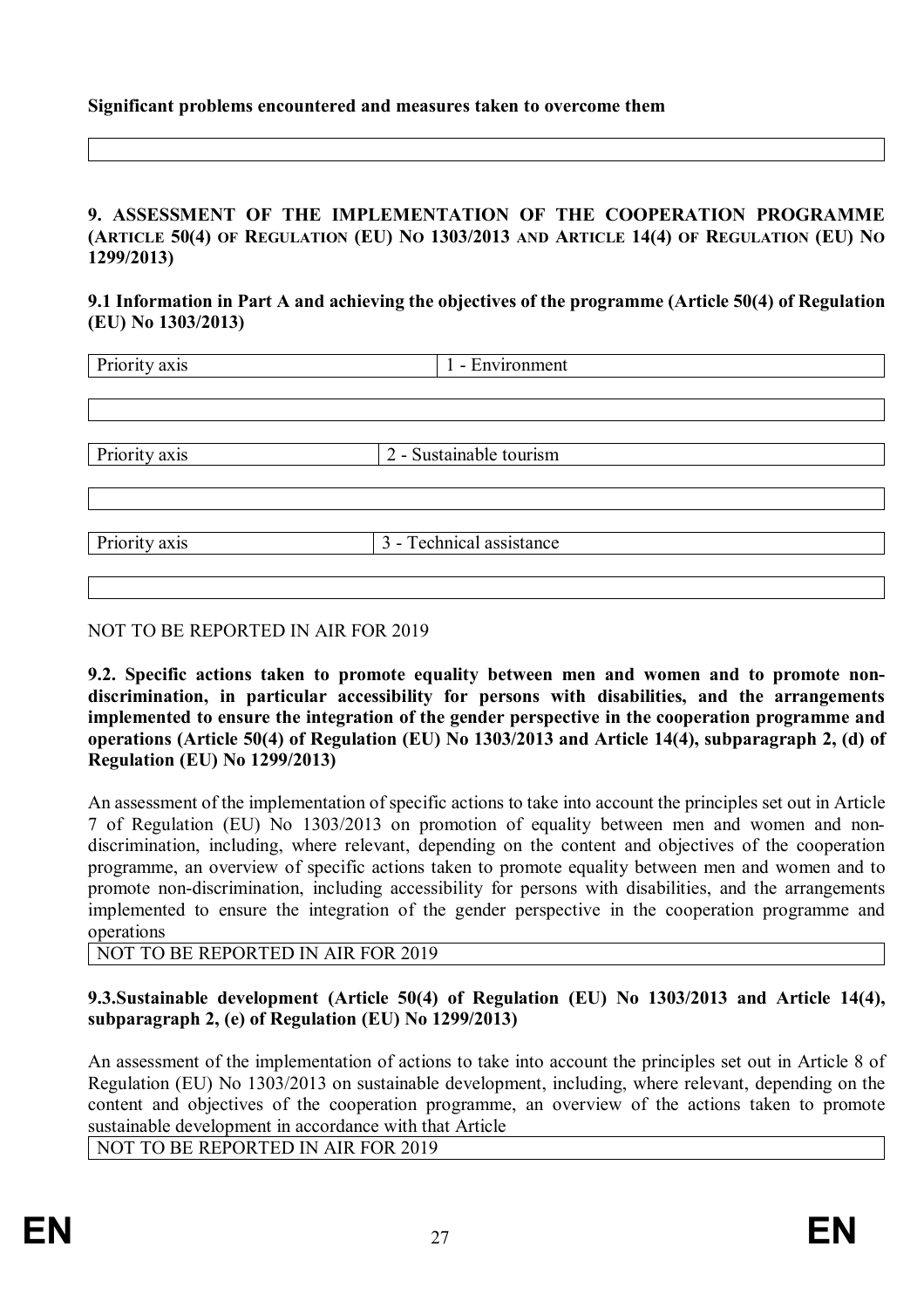**Significant problems encountered and measures taken to overcome them**

| |
|---|

## 9. ASSESSMENT OF THE IMPLEMENTATION OF THE COOPERATION PROGRAMME (ARTICLE 50(4) OF REGULATION (EU) NO 1303/2013 AND ARTICLE 14(4) OF REGULATION (EU) NO 1299/2013)

### 9.1 Information in Part A and achieving the objectives of the programme (Article 50(4) of Regulation (EU) No 1303/2013)

| Priority axis | 1 - Environment |
|---|---|

| |
|---|

| Priority axis | 2 - Sustainable tourism |
|---|---|

| |
|---|

| Priority axis | 3 - Technical assistance |
|---|---|

| |
|---|

NOT TO BE REPORTED IN AIR FOR 2019

### 9.2. Specific actions taken to promote equality between men and women and to promote non-discrimination, in particular accessibility for persons with disabilities, and the arrangements implemented to ensure the integration of the gender perspective in the cooperation programme and operations (Article 50(4) of Regulation (EU) No 1303/2013 and Article 14(4), subparagraph 2, (d) of Regulation (EU) No 1299/2013)

An assessment of the implementation of specific actions to take into account the principles set out in Article 7 of Regulation (EU) No 1303/2013 on promotion of equality between men and women and non-discrimination, including, where relevant, depending on the content and objectives of the cooperation programme, an overview of specific actions taken to promote equality between men and women and to promote non-discrimination, including accessibility for persons with disabilities, and the arrangements implemented to ensure the integration of the gender perspective in the cooperation programme and operations

| NOT TO BE REPORTED IN AIR FOR 2019 |
|---|

### 9.3.Sustainable development (Article 50(4) of Regulation (EU) No 1303/2013 and Article 14(4), subparagraph 2, (e) of Regulation (EU) No 1299/2013)

An assessment of the implementation of actions to take into account the principles set out in Article 8 of Regulation (EU) No 1303/2013 on sustainable development, including, where relevant, depending on the content and objectives of the cooperation programme, an overview of the actions taken to promote sustainable development in accordance with that Article

| NOT TO BE REPORTED IN AIR FOR 2019 |
|---|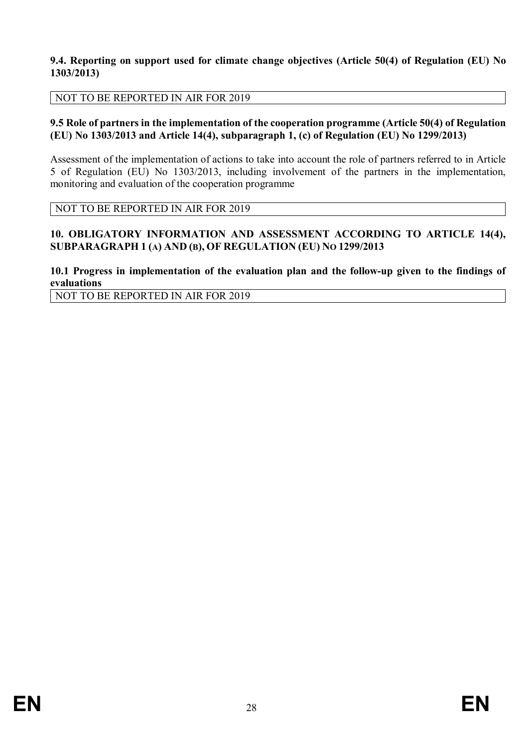**9.4. Reporting on support used for climate change objectives (Article 50(4) of Regulation (EU) No 1303/2013)**

| NOT TO BE REPORTED IN AIR FOR 2019 |
|---|

**9.5 Role of partners in the implementation of the cooperation programme (Article 50(4) of Regulation (EU) No 1303/2013 and Article 14(4), subparagraph 1, (c) of Regulation (EU) No 1299/2013)**

Assessment of the implementation of actions to take into account the role of partners referred to in Article 5 of Regulation (EU) No 1303/2013, including involvement of the partners in the implementation, monitoring and evaluation of the cooperation programme

| NOT TO BE REPORTED IN AIR FOR 2019 |
|---|

## 10. OBLIGATORY INFORMATION AND ASSESSMENT ACCORDING TO ARTICLE 14(4), SUBPARAGRAPH 1 (A) AND (B), OF REGULATION (EU) NO 1299/2013

**10.1 Progress in implementation of the evaluation plan and the follow-up given to the findings of evaluations**

| NOT TO BE REPORTED IN AIR FOR 2019 |
|---|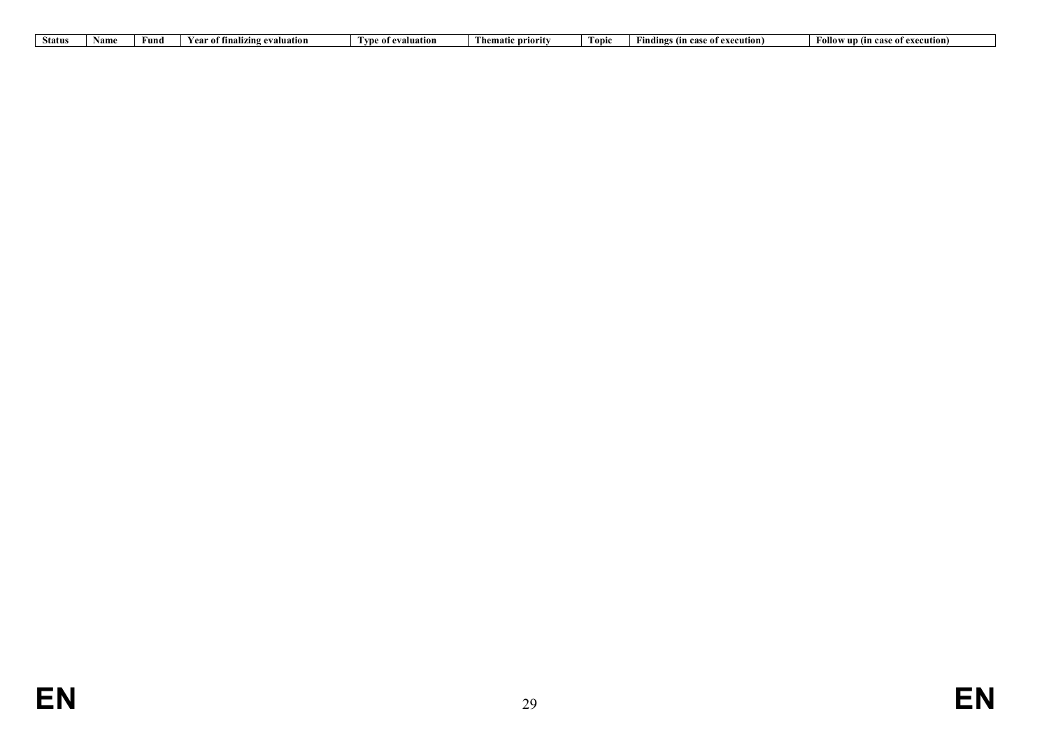| Status | Name | Fund | Year of finalizing evaluation | Type of evaluation | Thematic priority | Topic | Findings (in case of execution) | Follow up (in case of execution) |
| --- | --- | --- | --- | --- | --- | --- | --- | --- |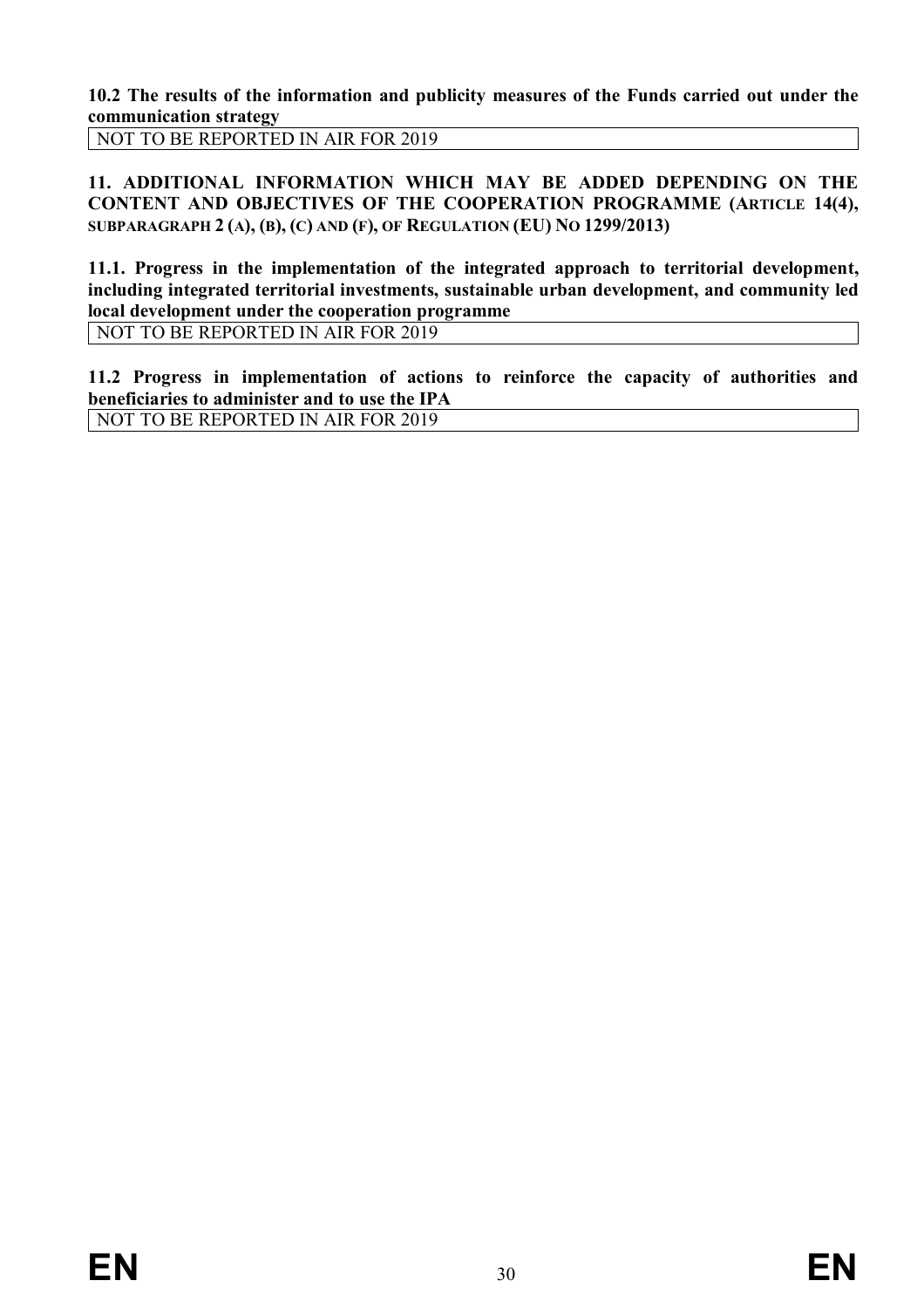**10.2 The results of the information and publicity measures of the Funds carried out under the communication strategy**

| NOT TO BE REPORTED IN AIR FOR 2019 |
|---|

**11. ADDITIONAL INFORMATION WHICH MAY BE ADDED DEPENDING ON THE CONTENT AND OBJECTIVES OF THE COOPERATION PROGRAMME (ARTICLE 14(4), SUBPARAGRAPH 2 (A), (B), (C) AND (F), OF REGULATION (EU) NO 1299/2013)**

**11.1. Progress in the implementation of the integrated approach to territorial development, including integrated territorial investments, sustainable urban development, and community led local development under the cooperation programme**

| NOT TO BE REPORTED IN AIR FOR 2019 |
|---|

**11.2 Progress in implementation of actions to reinforce the capacity of authorities and beneficiaries to administer and to use the IPA**

| NOT TO BE REPORTED IN AIR FOR 2019 |
|---|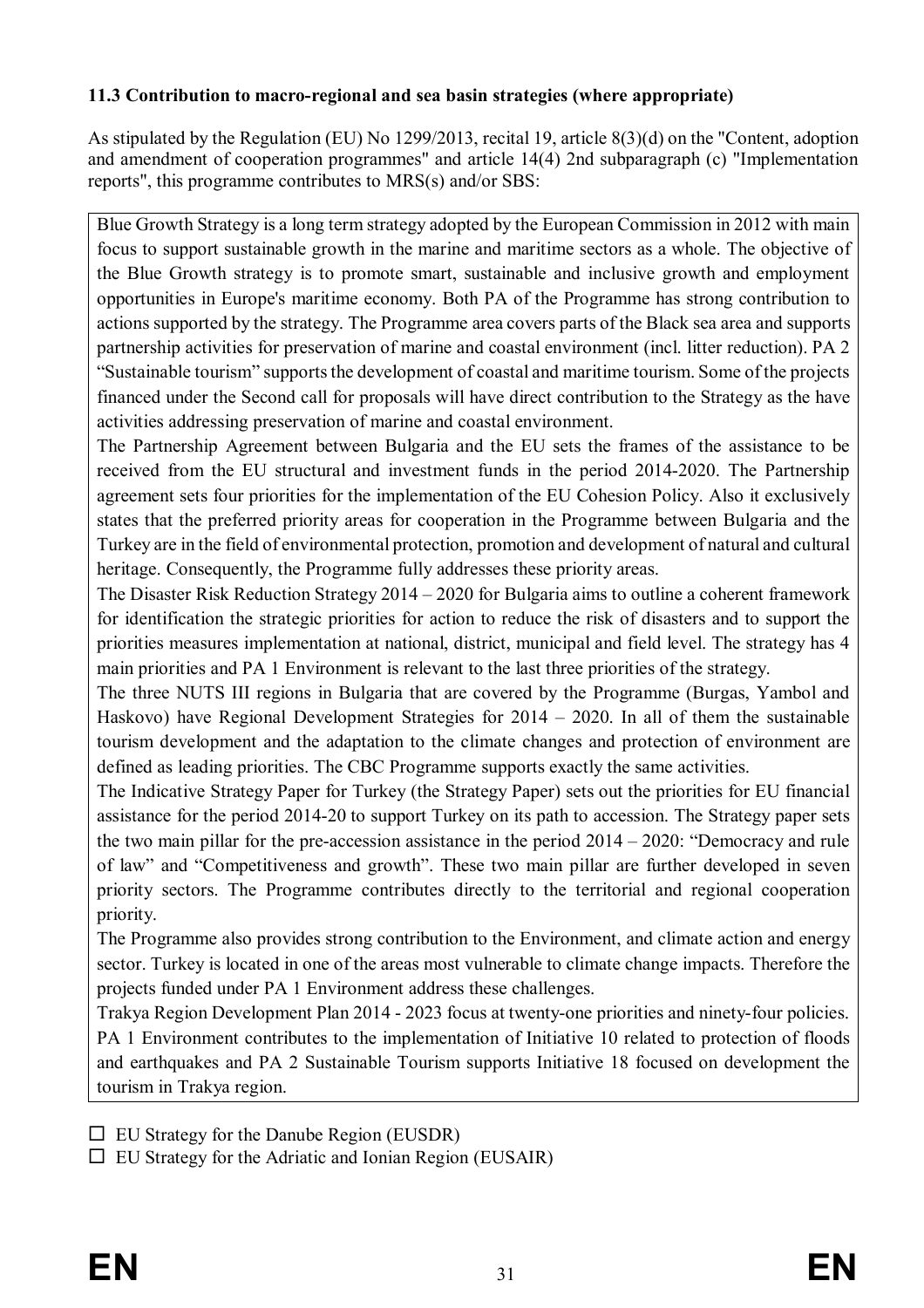**11.3 Contribution to macro-regional and sea basin strategies (where appropriate)**

As stipulated by the Regulation (EU) No 1299/2013, recital 19, article 8(3)(d) on the "Content, adoption and amendment of cooperation programmes" and article 14(4) 2nd subparagraph (c) "Implementation reports", this programme contributes to MRS(s) and/or SBS:

Blue Growth Strategy is a long term strategy adopted by the European Commission in 2012 with main focus to support sustainable growth in the marine and maritime sectors as a whole. The objective of the Blue Growth strategy is to promote smart, sustainable and inclusive growth and employment opportunities in Europe's maritime economy. Both PA of the Programme has strong contribution to actions supported by the strategy. The Programme area covers parts of the Black sea area and supports partnership activities for preservation of marine and coastal environment (incl. litter reduction). PA 2 "Sustainable tourism" supports the development of coastal and maritime tourism. Some of the projects financed under the Second call for proposals will have direct contribution to the Strategy as the have activities addressing preservation of marine and coastal environment.
The Partnership Agreement between Bulgaria and the EU sets the frames of the assistance to be received from the EU structural and investment funds in the period 2014-2020. The Partnership agreement sets four priorities for the implementation of the EU Cohesion Policy. Also it exclusively states that the preferred priority areas for cooperation in the Programme between Bulgaria and the Turkey are in the field of environmental protection, promotion and development of natural and cultural heritage. Consequently, the Programme fully addresses these priority areas.
The Disaster Risk Reduction Strategy 2014 – 2020 for Bulgaria aims to outline a coherent framework for identification the strategic priorities for action to reduce the risk of disasters and to support the priorities measures implementation at national, district, municipal and field level. The strategy has 4 main priorities and PA 1 Environment is relevant to the last three priorities of the strategy.
The three NUTS III regions in Bulgaria that are covered by the Programme (Burgas, Yambol and Haskovo) have Regional Development Strategies for 2014 – 2020. In all of them the sustainable tourism development and the adaptation to the climate changes and protection of environment are defined as leading priorities. The CBC Programme supports exactly the same activities.
The Indicative Strategy Paper for Turkey (the Strategy Paper) sets out the priorities for EU financial assistance for the period 2014-20 to support Turkey on its path to accession. The Strategy paper sets the two main pillar for the pre-accession assistance in the period 2014 – 2020: "Democracy and rule of law" and "Competitiveness and growth". These two main pillar are further developed in seven priority sectors. The Programme contributes directly to the territorial and regional cooperation priority.
The Programme also provides strong contribution to the Environment, and climate action and energy sector. Turkey is located in one of the areas most vulnerable to climate change impacts. Therefore the projects funded under PA 1 Environment address these challenges.
Trakya Region Development Plan 2014 - 2023 focus at twenty-one priorities and ninety-four policies. PA 1 Environment contributes to the implementation of Initiative 10 related to protection of floods and earthquakes and PA 2 Sustainable Tourism supports Initiative 18 focused on development the tourism in Trakya region.

☐ EU Strategy for the Danube Region (EUSDR)

☐ EU Strategy for the Adriatic and Ionian Region (EUSAIR)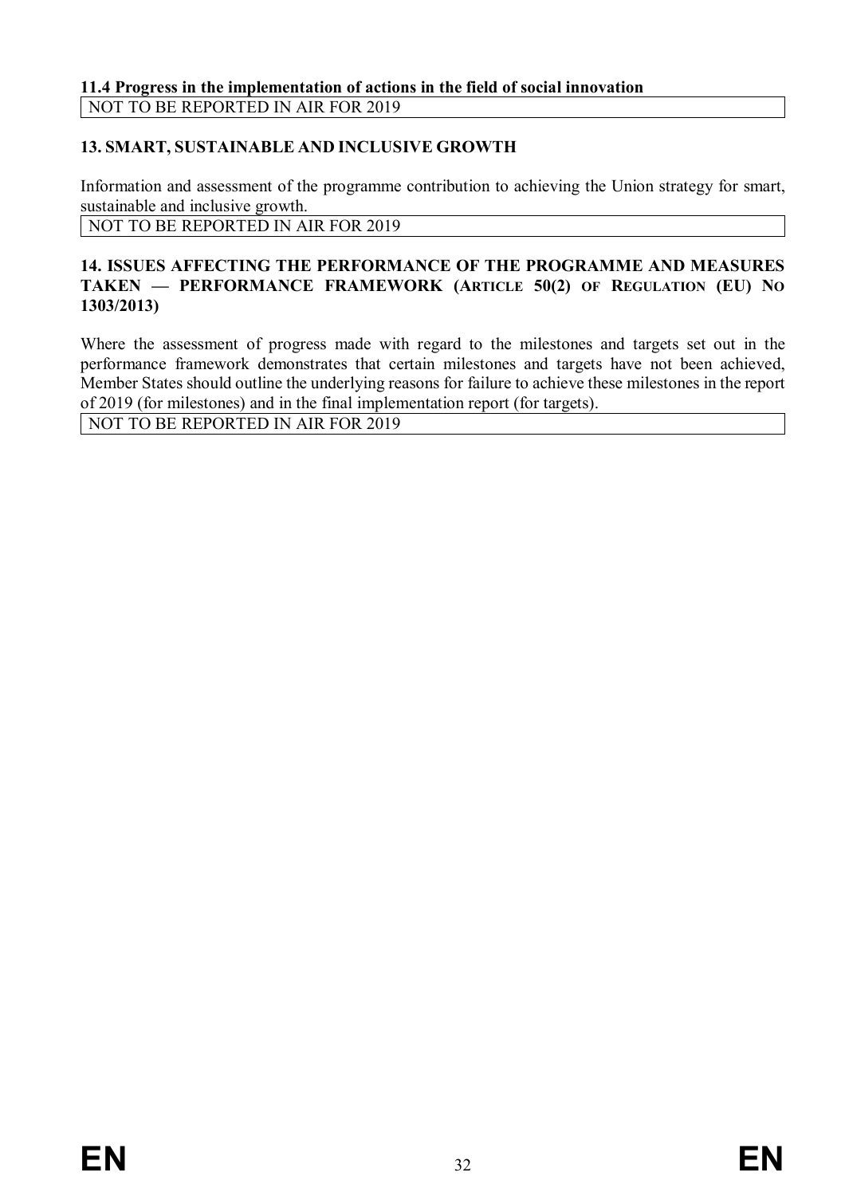### 11.4 Progress in the implementation of actions in the field of social innovation

NOT TO BE REPORTED IN AIR FOR 2019

### 13. SMART, SUSTAINABLE AND INCLUSIVE GROWTH

Information and assessment of the programme contribution to achieving the Union strategy for smart, sustainable and inclusive growth.

NOT TO BE REPORTED IN AIR FOR 2019

### 14. ISSUES AFFECTING THE PERFORMANCE OF THE PROGRAMME AND MEASURES TAKEN — PERFORMANCE FRAMEWORK (ARTICLE 50(2) OF REGULATION (EU) NO 1303/2013)

Where the assessment of progress made with regard to the milestones and targets set out in the performance framework demonstrates that certain milestones and targets have not been achieved, Member States should outline the underlying reasons for failure to achieve these milestones in the report of 2019 (for milestones) and in the final implementation report (for targets).

NOT TO BE REPORTED IN AIR FOR 2019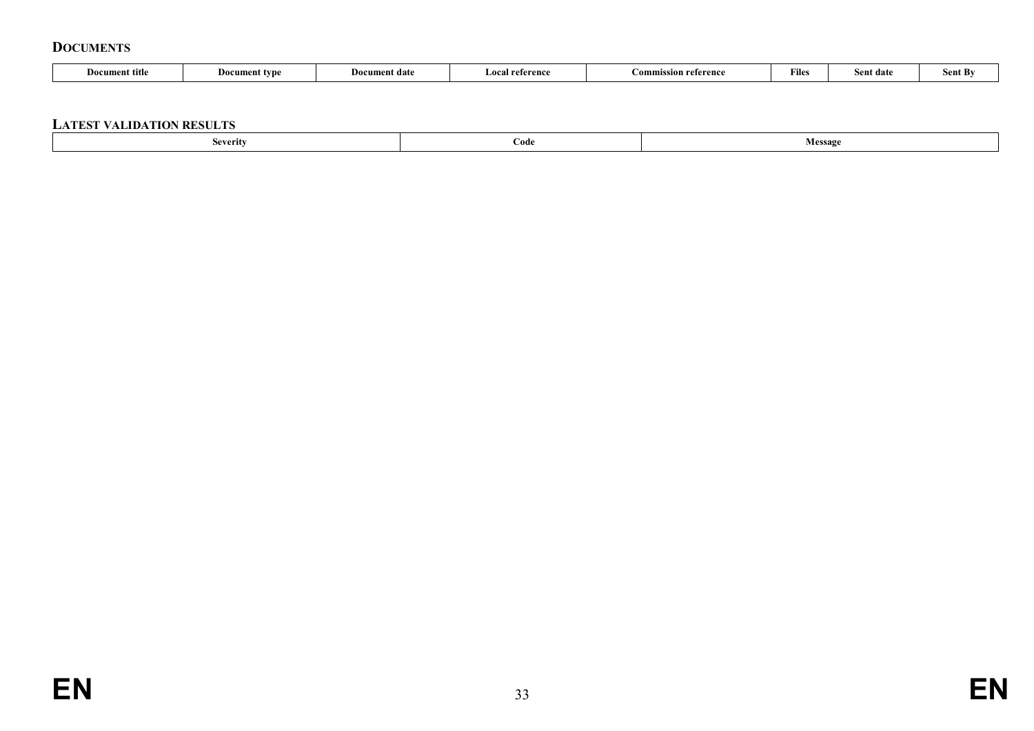## DOCUMENTS

| Document title | Document type | Document date | Local reference | Commission reference | Files | Sent date | Sent By |
|---|---|---|---|---|---|---|---|

## LATEST VALIDATION RESULTS

| Severity | Code | Message |
|---|---|---|